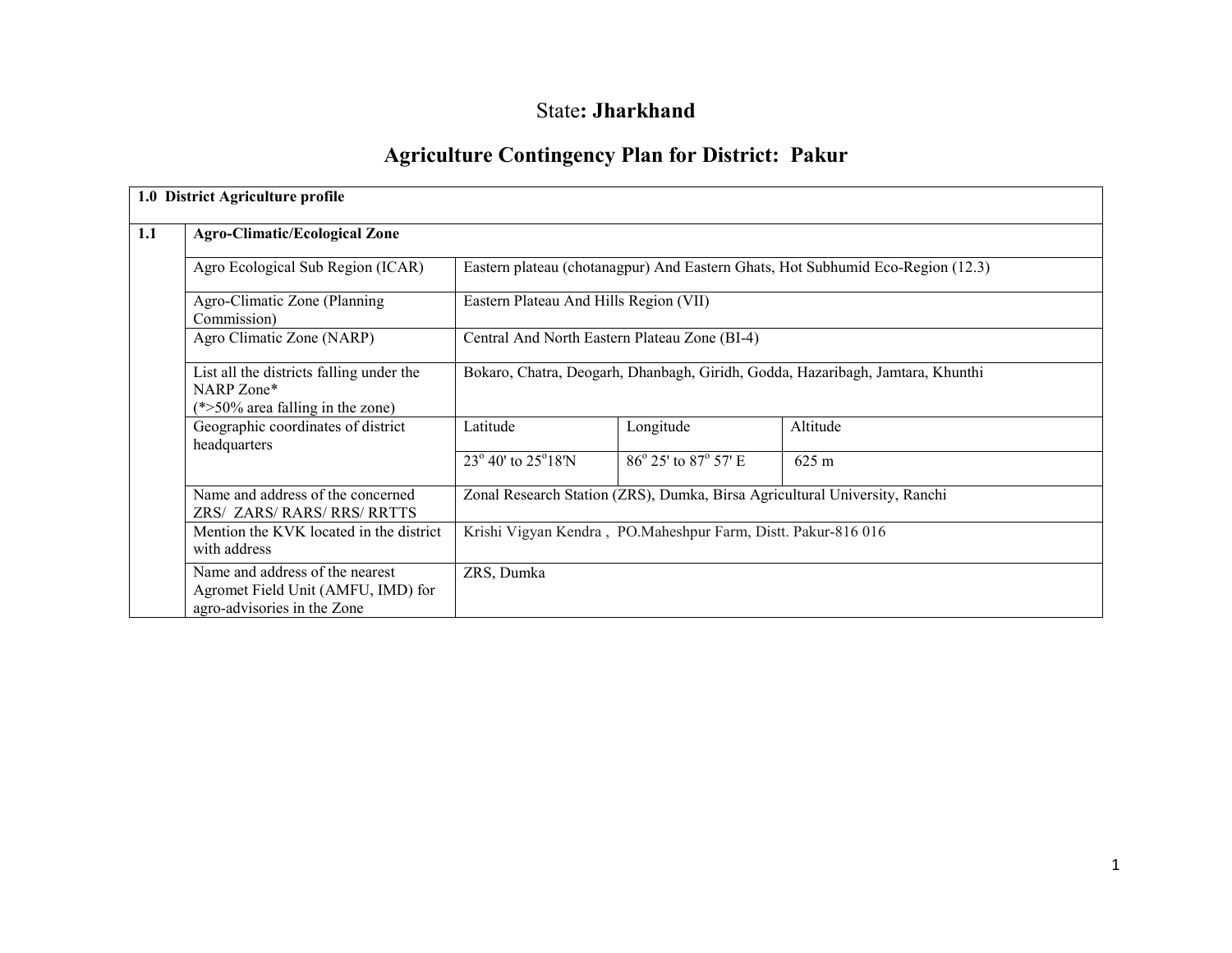# State: Jharkhand

## Agriculture Contingency Plan for District: Pakur

| **1.0 District Agriculture profile** | | | | |
|---|---|---|---|---|
| **1.1** | **Agro-Climatic/Ecological Zone** | | | |
| | Agro Ecological Sub Region (ICAR) | Eastern plateau (chotanagpur) And Eastern Ghats, Hot Subhumid Eco-Region (12.3) | | |
| | Agro-Climatic Zone (Planning Commission) | Eastern Plateau And Hills Region (VII) | | |
| | Agro Climatic Zone (NARP) | Central And North Eastern Plateau Zone (BI-4) | | |
| | List all the districts falling under the NARP Zone* (*>50% area falling in the zone) | Bokaro, Chatra, Deogarh, Dhanbagh, Giridh, Godda, Hazaribagh, Jamtara, Khunthi | | |
| | Geographic coordinates of district headquarters | Latitude | Longitude | Altitude |
| | | $23^{o}$ 40' to $25^{o}$18'N | $86^{o}$ 25' to $87^{o}$ 57' E | 625 m |
| | Name and address of the concerned ZRS/ ZARS/ RARS/ RRS/ RRTTS | Zonal Research Station (ZRS), Dumka, Birsa Agricultural University, Ranchi | | |
| | Mention the KVK located in the district with address | Krishi Vigyan Kendra , PO.Maheshpur Farm, Distt. Pakur-816 016 | | |
| | Name and address of the nearest Agromet Field Unit (AMFU, IMD) for agro-advisories in the Zone | ZRS, Dumka | | |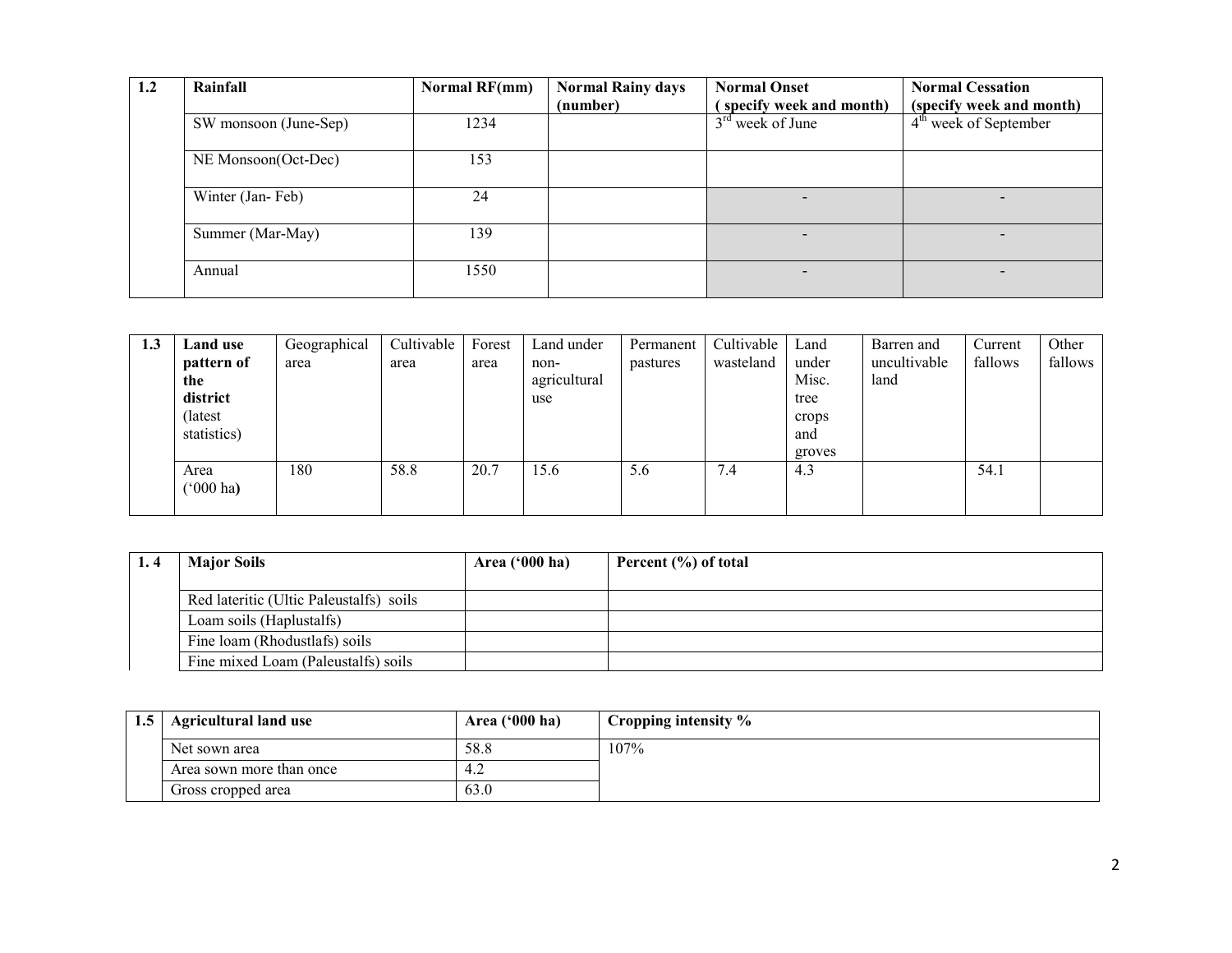| 1.2 | Rainfall | Normal RF(mm) | Normal Rainy days (number) | Normal Onset ( specify week and month) | Normal Cessation (specify week and month) |
|---|---|---|---|---|---|
| | SW monsoon (June-Sep) | 1234 | | 3rd week of June | 4th week of September |
| | NE Monsoon(Oct-Dec) | 153 | | | |
| | Winter (Jan- Feb) | 24 | | - | - |
| | Summer (Mar-May) | 139 | | - | - |
| | Annual | 1550 | | - | - |

| 1.3 | Land use pattern of the district (latest statistics) | Geographical area | Cultivable area | Forest area | Land under non-agricultural use | Permanent pastures | Cultivable wasteland | Land under Misc. tree crops and groves | Barren and uncultivable land | Current fallows | Other fallows |
|---|---|---|---|---|---|---|---|---|---|---|---|
| | Area ('000 ha) | 180 | 58.8 | 20.7 | 15.6 | 5.6 | 7.4 | 4.3 | | 54.1 | |

| 1. 4 | Major Soils | Area ('000 ha) | Percent (%) of total |
|---|---|---|---|
| | Red lateritic (Ultic Paleustalfs) soils | | |
| | Loam soils (Haplustalfs) | | |
| | Fine loam (Rhodustlafs) soils | | |
| | Fine mixed Loam (Paleustalfs) soils | | |

| 1.5 | Agricultural land use | Area ('000 ha) | Cropping intensity % |
|---|---|---|---|
| | Net sown area | 58.8 | 107% |
| | Area sown more than once | 4.2 | |
| | Gross cropped area | 63.0 | |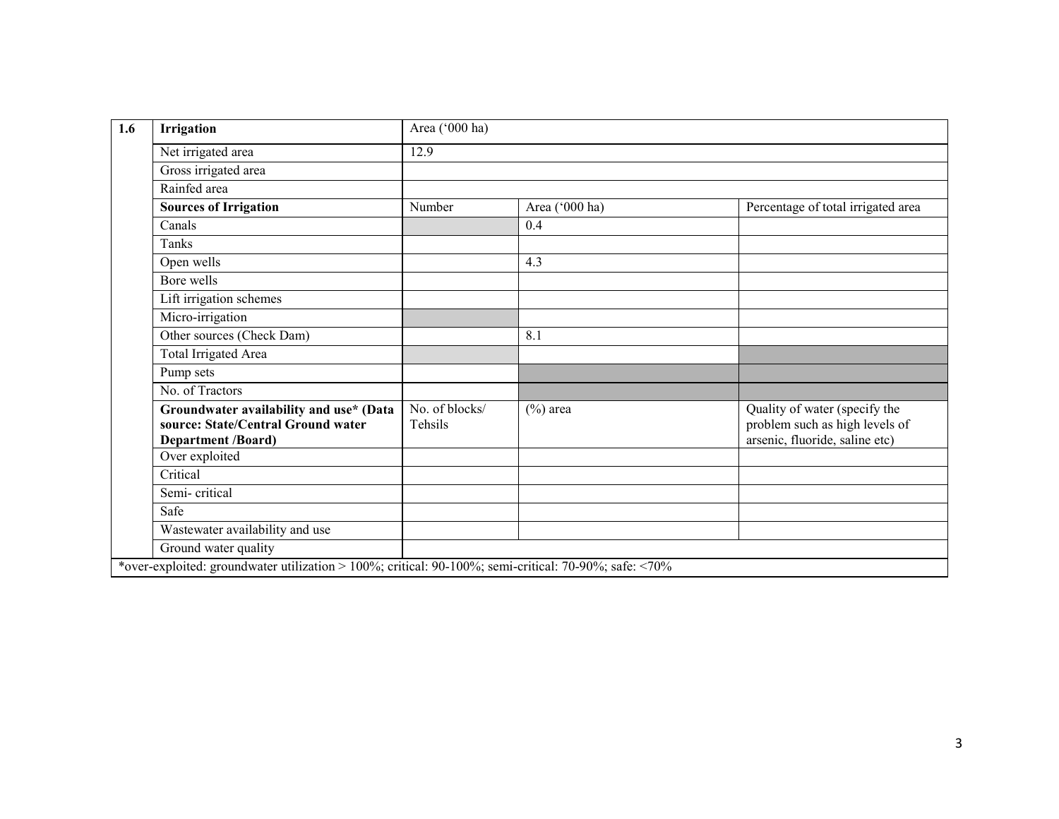| 1.6 | Irrigation | Area ('000 ha) | | |
|---|---|---|---|---|
| | Net irrigated area | 12.9 | | |
| | Gross irrigated area | | | |
| | Rainfed area | | | |
| | **Sources of Irrigation** | Number | Area ('000 ha) | Percentage of total irrigated area |
| | Canals | | 0.4 | |
| | Tanks | | | |
| | Open wells | | 4.3 | |
| | Bore wells | | | |
| | Lift irrigation schemes | | | |
| | Micro-irrigation | | | |
| | Other sources (Check Dam) | | 8.1 | |
| | Total Irrigated Area | | | |
| | Pump sets | | | |
| | No. of Tractors | | | |
| | **Groundwater availability and use* (Data source: State/Central Ground water Department /Board)** | No. of blocks/ Tehsils | (%) area | Quality of water (specify the problem such as high levels of arsenic, fluoride, saline etc) |
| | Over exploited | | | |
| | Critical | | | |
| | Semi- critical | | | |
| | Safe | | | |
| | Wastewater availability and use | | | |
| | Ground water quality | | | |

*over-exploited: groundwater utilization > 100%; critical: 90-100%; semi-critical: 70-90%; safe: <70%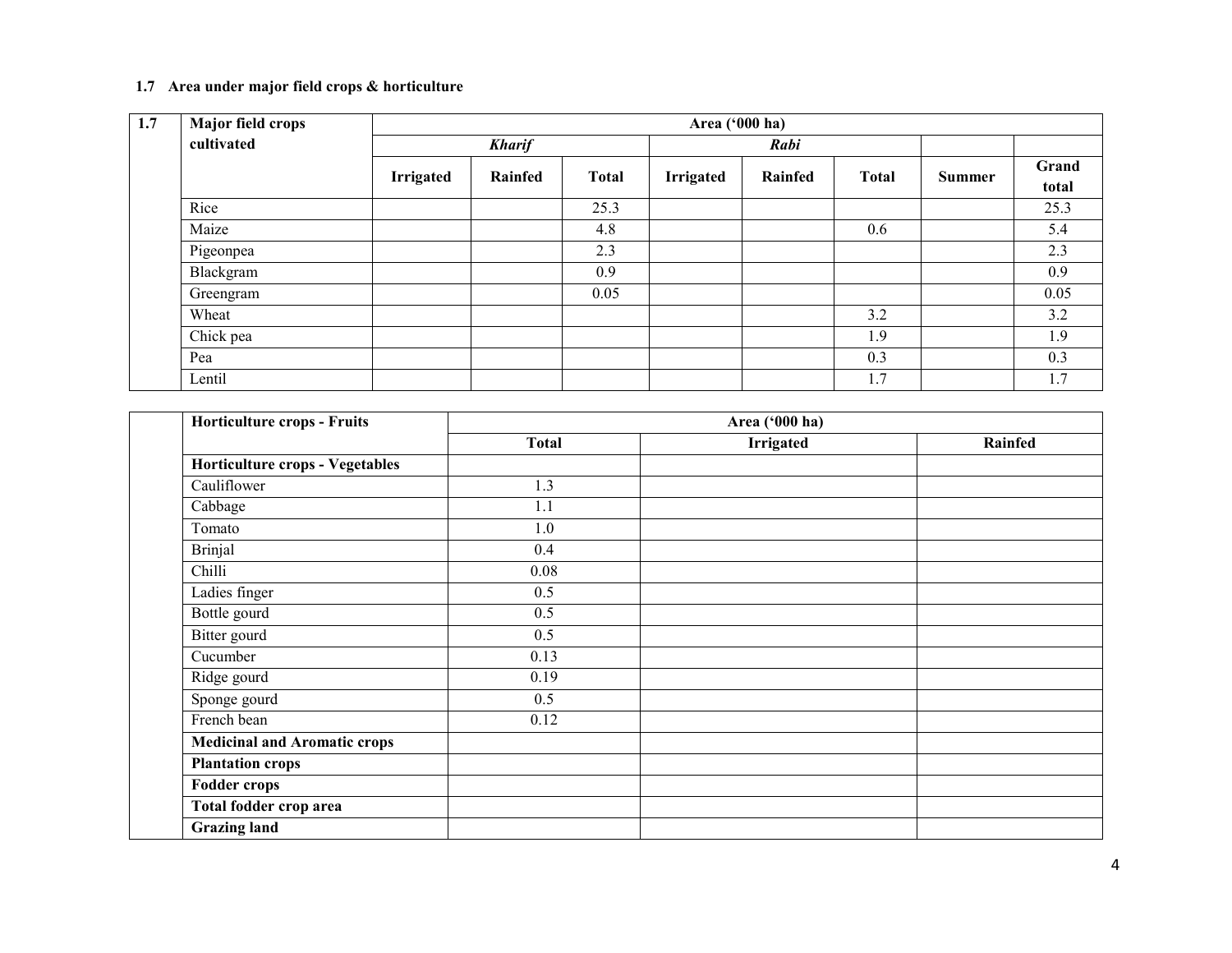### 1.7 Area under major field crops & horticulture

| 1.7 | Major field crops cultivated | Area ('000 ha) | | | | | | | |
|---|---|---|---|---|---|---|---|---|---|
| | | *Kharif* | | | *Rabi* | | | | |
| | | Irrigated | Rainfed | Total | Irrigated | Rainfed | Total | Summer | Grand total |
| | Rice | | | 25.3 | | | | | 25.3 |
| | Maize | | | 4.8 | | | 0.6 | | 5.4 |
| | Pigeonpea | | | 2.3 | | | | | 2.3 |
| | Blackgram | | | 0.9 | | | | | 0.9 |
| | Greengram | | | 0.05 | | | | | 0.05 |
| | Wheat | | | | | | 3.2 | | 3.2 |
| | Chick pea | | | | | | 1.9 | | 1.9 |
| | Pea | | | | | | 0.3 | | 0.3 |
| | Lentil | | | | | | 1.7 | | 1.7 |

| | Horticulture crops - Fruits | Area ('000 ha) | | |
|---|---|---|---|---|
| | | Total | Irrigated | Rainfed |
| | **Horticulture crops - Vegetables** | | | |
| | Cauliflower | 1.3 | | |
| | Cabbage | 1.1 | | |
| | Tomato | 1.0 | | |
| | Brinjal | 0.4 | | |
| | Chilli | 0.08 | | |
| | Ladies finger | 0.5 | | |
| | Bottle gourd | 0.5 | | |
| | Bitter gourd | 0.5 | | |
| | Cucumber | 0.13 | | |
| | Ridge gourd | 0.19 | | |
| | Sponge gourd | 0.5 | | |
| | French bean | 0.12 | | |
| | **Medicinal and Aromatic crops** | | | |
| | **Plantation crops** | | | |
| | **Fodder crops** | | | |
| | **Total fodder crop area** | | | |
| | **Grazing land** | | | |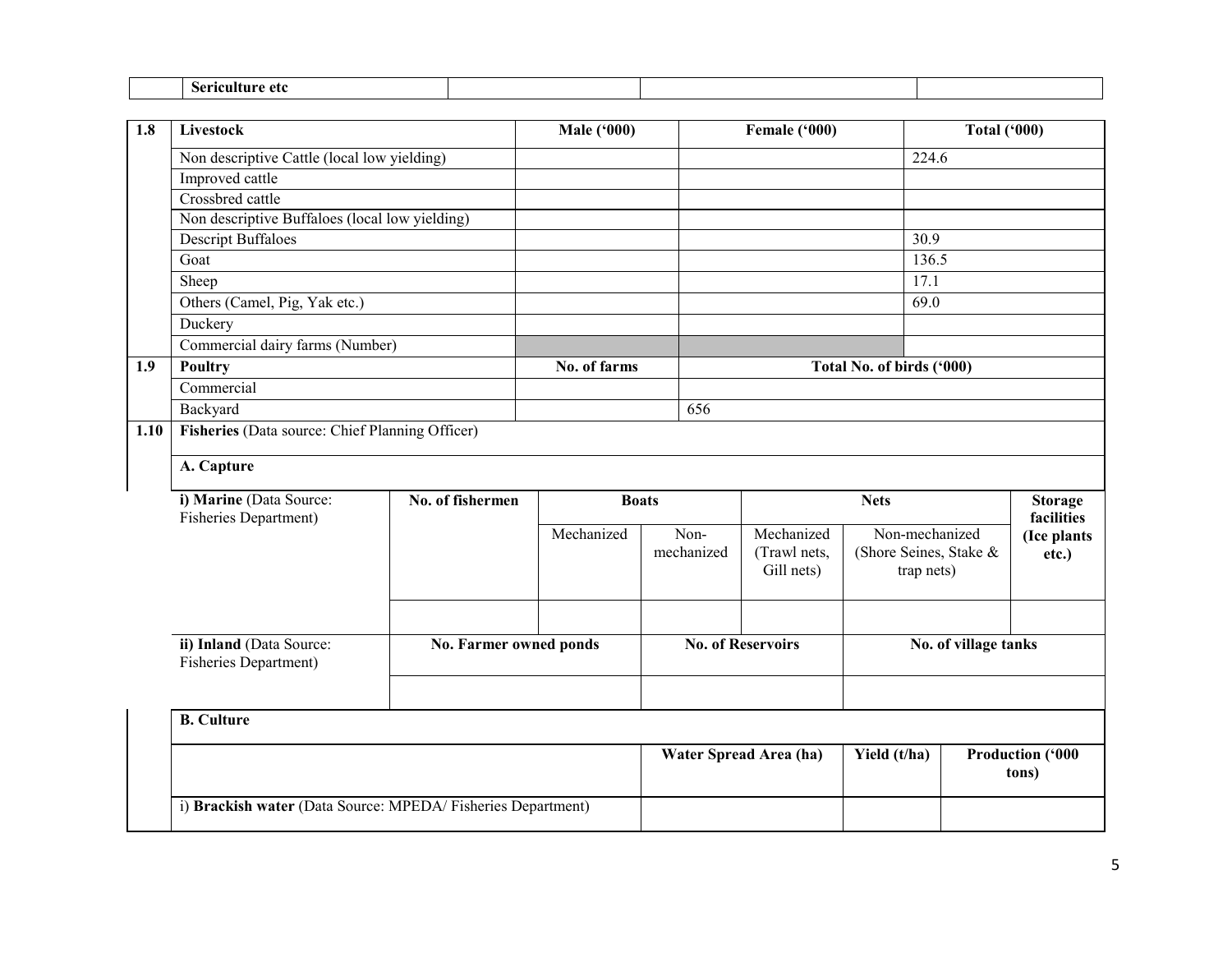| | Sericulture etc | | | |
|---|---|---|---|---|

| 1.8 | Livestock | Male ('000) | Female ('000) | Total ('000) |
|---|---|---|---|---|
| | Non descriptive Cattle (local low yielding) | | | 224.6 |
| | Improved cattle | | | |
| | Crossbred cattle | | | |
| | Non descriptive Buffaloes (local low yielding) | | | |
| | Descript Buffaloes | | | 30.9 |
| | Goat | | | 136.5 |
| | Sheep | | | 17.1 |
| | Others (Camel, Pig, Yak etc.) | | | 69.0 |
| | Duckery | | | |
| | Commercial dairy farms (Number) | | | |
| **1.9** | **Poultry** | **No. of farms** | **Total No. of birds ('000)** | |
| | Commercial | | | |
| | Backyard | | 656 | |
| **1.10** | **Fisheries** (Data source: Chief Planning Officer) | | | |
| | **A. Capture** | | | |

| i) Marine (Data Source: Fisheries Department) | No. of fishermen | Boats | | Nets | | Storage facilities (Ice plants etc.) |
|---|---|---|---|---|---|---|
| | | Mechanized | Non-mechanized | Mechanized (Trawl nets, Gill nets) | Non-mechanized (Shore Seines, Stake & trap nets) | |
| | | | | | | |

| ii) Inland (Data Source: Fisheries Department) | No. Farmer owned ponds | No. of Reservoirs | No. of village tanks |
|---|---|---|---|
| | | | |

**B. Culture**

| | Water Spread Area (ha) | Yield (t/ha) | Production ('000 tons) |
|---|---|---|---|
| i) **Brackish water** (Data Source: MPEDA/ Fisheries Department) | | | |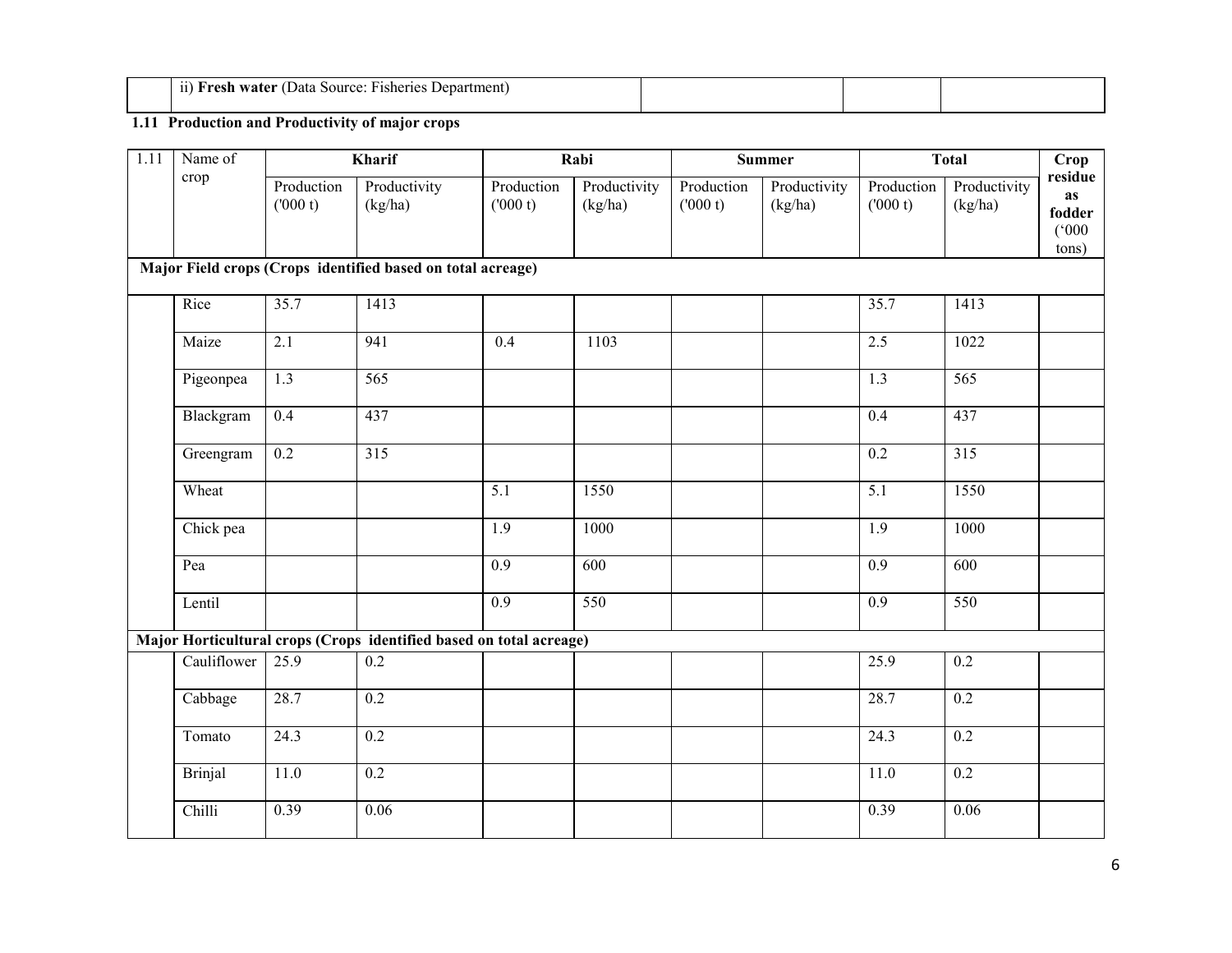|  | ii) **Fresh water** (Data Source: Fisheries Department) |  |  |  |
|---|---|---|---|---|

**1.11 Production and Productivity of major crops**

| 1.11 | Name of crop | Kharif | | Rabi | | Summer | | Total | | Crop residue as fodder ('000 tons) |
|---|---|---|---|---|---|---|---|---|---|---|
| | | Production ('000 t) | Productivity (kg/ha) | Production ('000 t) | Productivity (kg/ha) | Production ('000 t) | Productivity (kg/ha) | Production ('000 t) | Productivity (kg/ha) | |
| **Major Field crops (Crops identified based on total acreage)** | | | | | | | | | | |
| | Rice | 35.7 | 1413 | | | | | 35.7 | 1413 | |
| | Maize | 2.1 | 941 | 0.4 | 1103 | | | 2.5 | 1022 | |
| | Pigeonpea | 1.3 | 565 | | | | | 1.3 | 565 | |
| | Blackgram | 0.4 | 437 | | | | | 0.4 | 437 | |
| | Greengram | 0.2 | 315 | | | | | 0.2 | 315 | |
| | Wheat | | | 5.1 | 1550 | | | 5.1 | 1550 | |
| | Chick pea | | | 1.9 | 1000 | | | 1.9 | 1000 | |
| | Pea | | | 0.9 | 600 | | | 0.9 | 600 | |
| | Lentil | | | 0.9 | 550 | | | 0.9 | 550 | |
| **Major Horticultural crops (Crops identified based on total acreage)** | | | | | | | | | | |
| | Cauliflower | 25.9 | 0.2 | | | | | 25.9 | 0.2 | |
| | Cabbage | 28.7 | 0.2 | | | | | 28.7 | 0.2 | |
| | Tomato | 24.3 | 0.2 | | | | | 24.3 | 0.2 | |
| | Brinjal | 11.0 | 0.2 | | | | | 11.0 | 0.2 | |
| | Chilli | 0.39 | 0.06 | | | | | 0.39 | 0.06 | |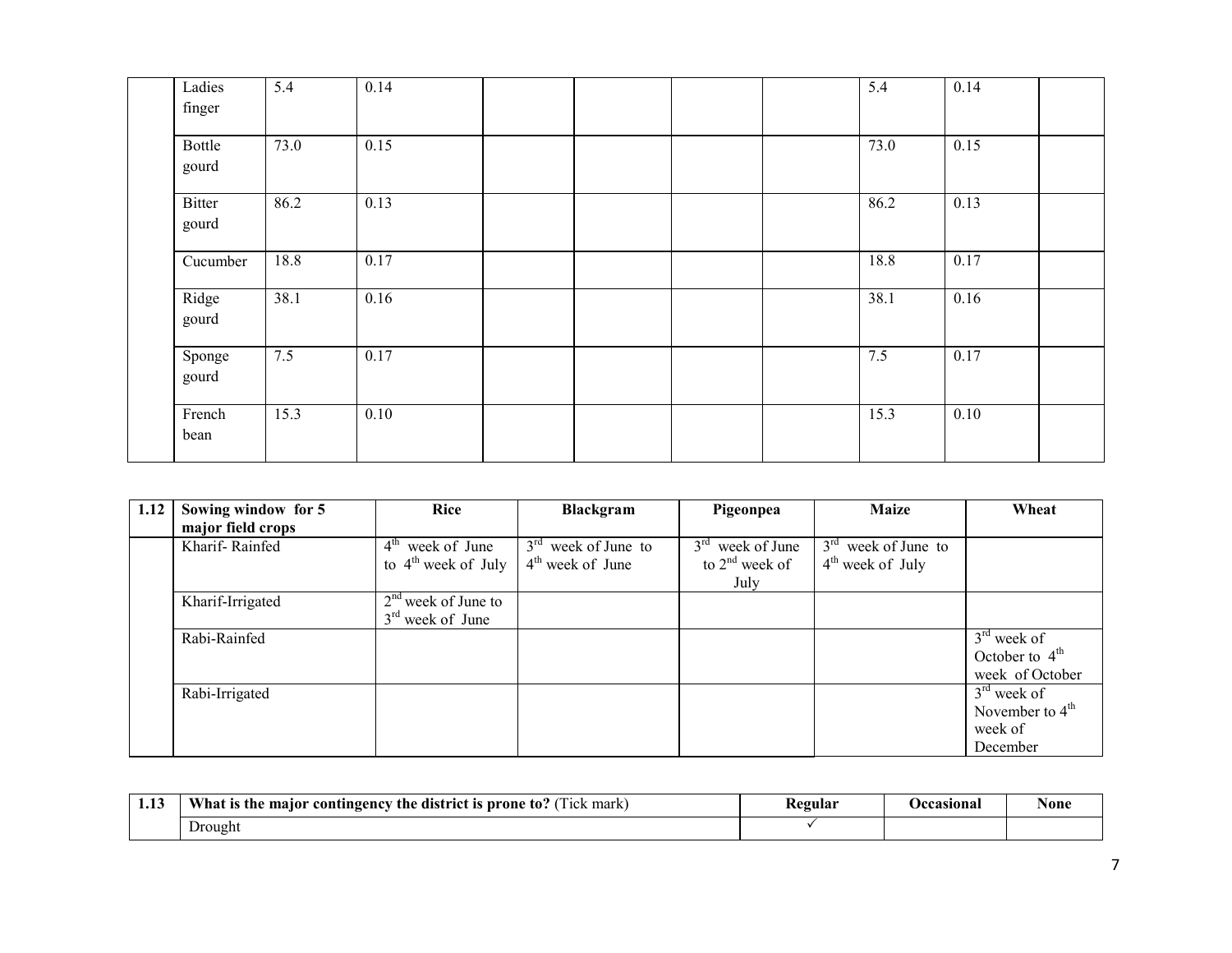| | | | | | | | | | | |
|---|---|---|---|---|---|---|---|---|---|---|
| | Ladies finger | 5.4 | 0.14 | | | | | 5.4 | 0.14 | |
| | Bottle gourd | 73.0 | 0.15 | | | | | 73.0 | 0.15 | |
| | Bitter gourd | 86.2 | 0.13 | | | | | 86.2 | 0.13 | |
| | Cucumber | 18.8 | 0.17 | | | | | 18.8 | 0.17 | |
| | Ridge gourd | 38.1 | 0.16 | | | | | 38.1 | 0.16 | |
| | Sponge gourd | 7.5 | 0.17 | | | | | 7.5 | 0.17 | |
| | French bean | 15.3 | 0.10 | | | | | 15.3 | 0.10 | |

| 1.12 | Sowing window for 5 major field crops | Rice | Blackgram | Pigeonpea | Maize | Wheat |
|---|---|---|---|---|---|---|
| | Kharif- Rainfed | 4th week of June to 4th week of July | 3rd week of June to 4th week of June | 3rd week of June to 2nd week of July | 3rd week of June to 4th week of July | |
| | Kharif-Irrigated | 2nd week of June to 3rd week of June | | | | |
| | Rabi-Rainfed | | | | | 3rd week of October to 4th week of October |
| | Rabi-Irrigated | | | | | 3rd week of November to 4th week of December |

| 1.13 | What is the major contingency the district is prone to? (Tick mark) | Regular | Occasional | None |
|---|---|---|---|---|
| | Drought | ✓ | | |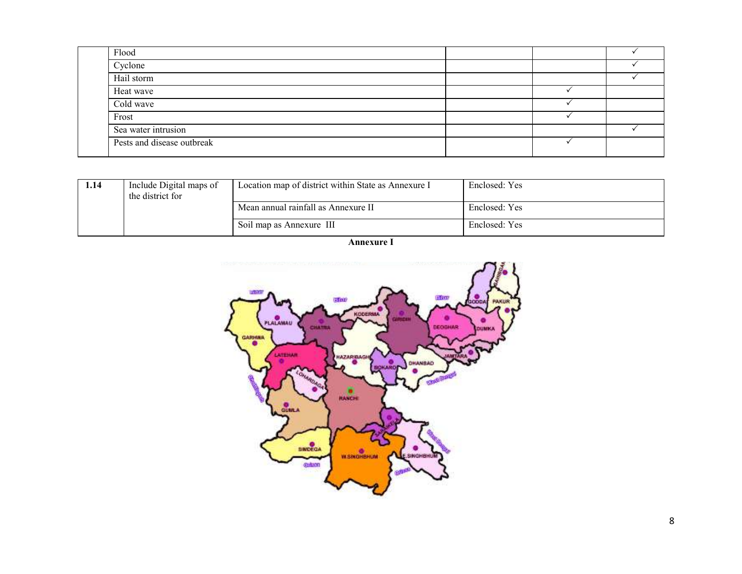| | | | | |
|---|---|---|---|---|
| | Flood | | | ✓ |
| | Cyclone | | | ✓ |
| | Hail storm | | | ✓ |
| | Heat wave | | ✓ | |
| | Cold wave | | ✓ | |
| | Frost | | ✓ | |
| | Sea water intrusion | | | ✓ |
| | Pests and disease outbreak | | ✓ | |

| | | | |
|---|---|---|---|
| **1.14** | Include Digital maps of the district for | Location map of district within State as Annexure I | Enclosed: Yes |
| | | Mean annual rainfall as Annexure II | Enclosed: Yes |
| | | Soil map as Annexure III | Enclosed: Yes |

**Annexure I**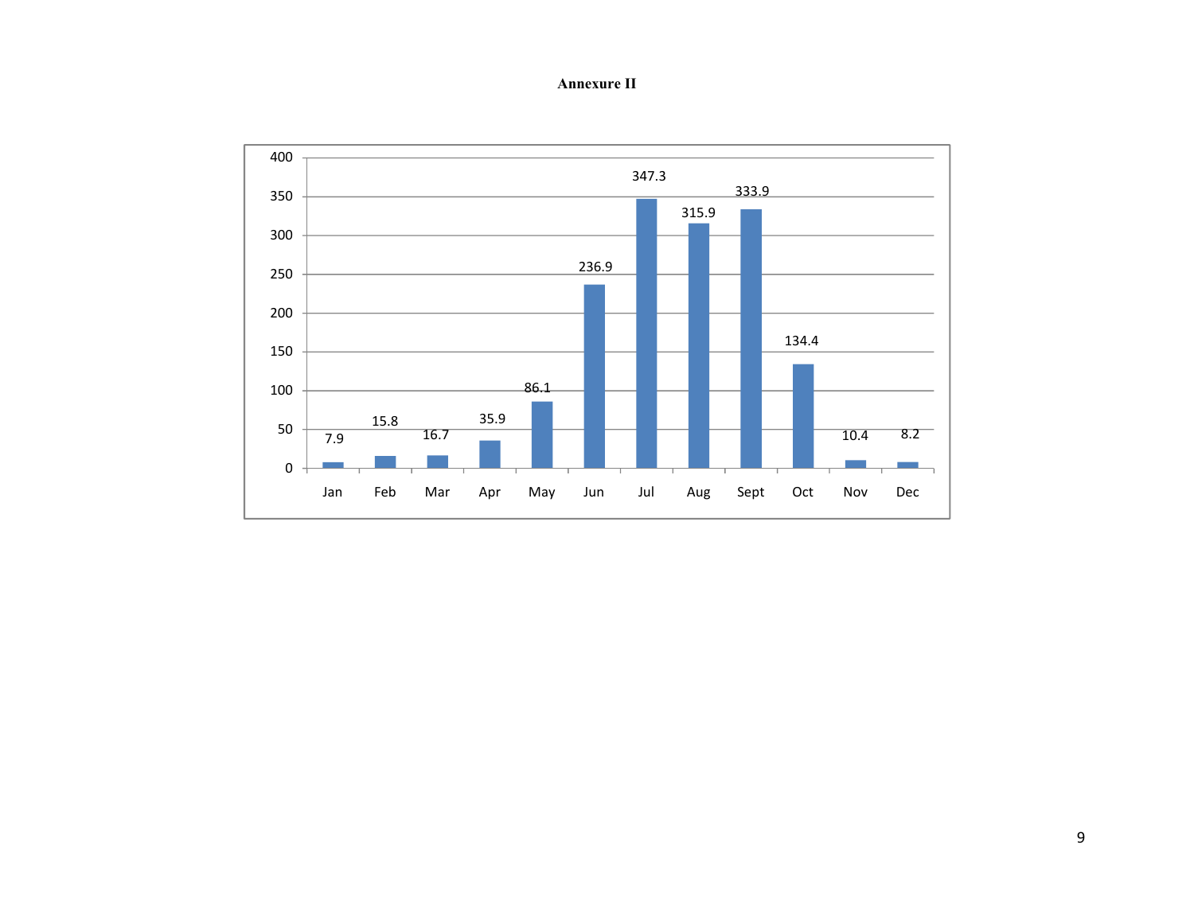**Annexure II**

| Month | Value |
|---|---|
| Jan | 7.9 |
| Feb | 15.8 |
| Mar | 16.7 |
| Apr | 35.9 |
| May | 86.1 |
| Jun | 236.9 |
| Jul | 347.3 |
| Aug | 315.9 |
| Sept | 333.9 |
| Oct | 134.4 |
| Nov | 10.4 |
| Dec | 8.2 |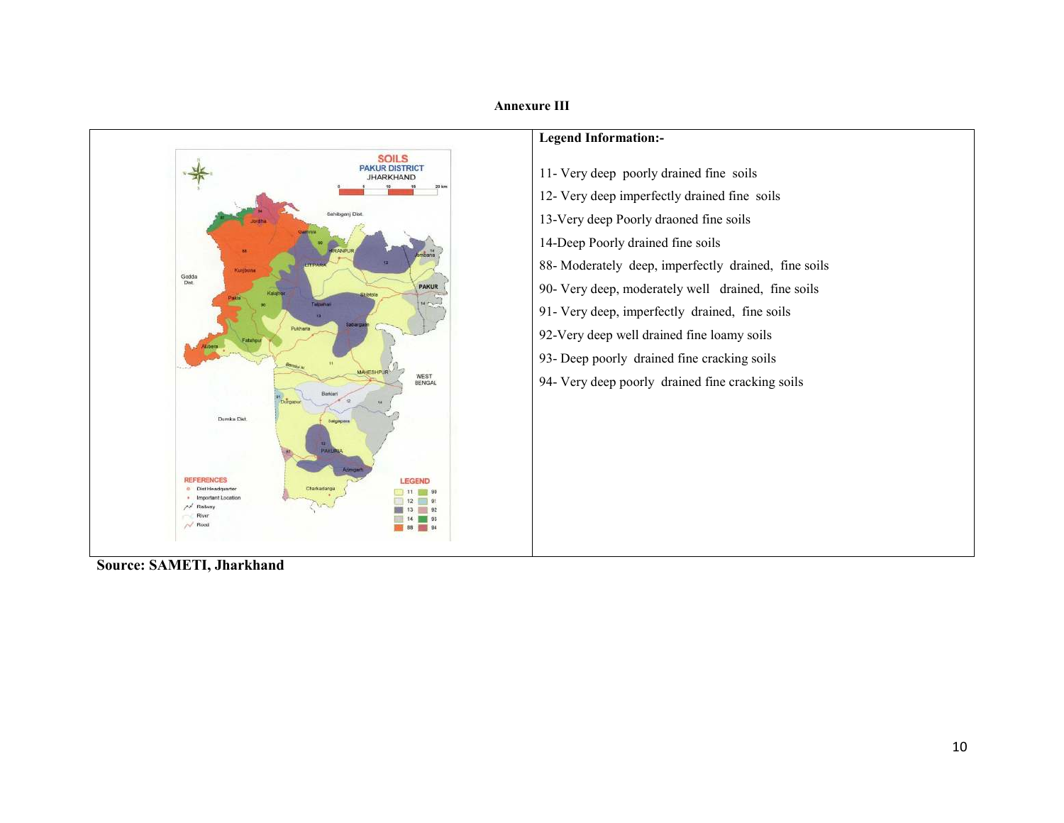**Annexure III**

**Legend Information:-**

11- Very deep poorly drained fine soils

12- Very deep imperfectly drained fine soils

13-Very deep Poorly draoned fine soils

14-Deep Poorly drained fine soils

88- Moderately deep, imperfectly drained, fine soils

90- Very deep, moderately well drained, fine soils

91- Very deep, imperfectly drained, fine soils

92-Very deep well drained fine loamy soils

93- Deep poorly drained fine cracking soils

94- Very deep poorly drained fine cracking soils

**Source: SAMETI, Jharkhand**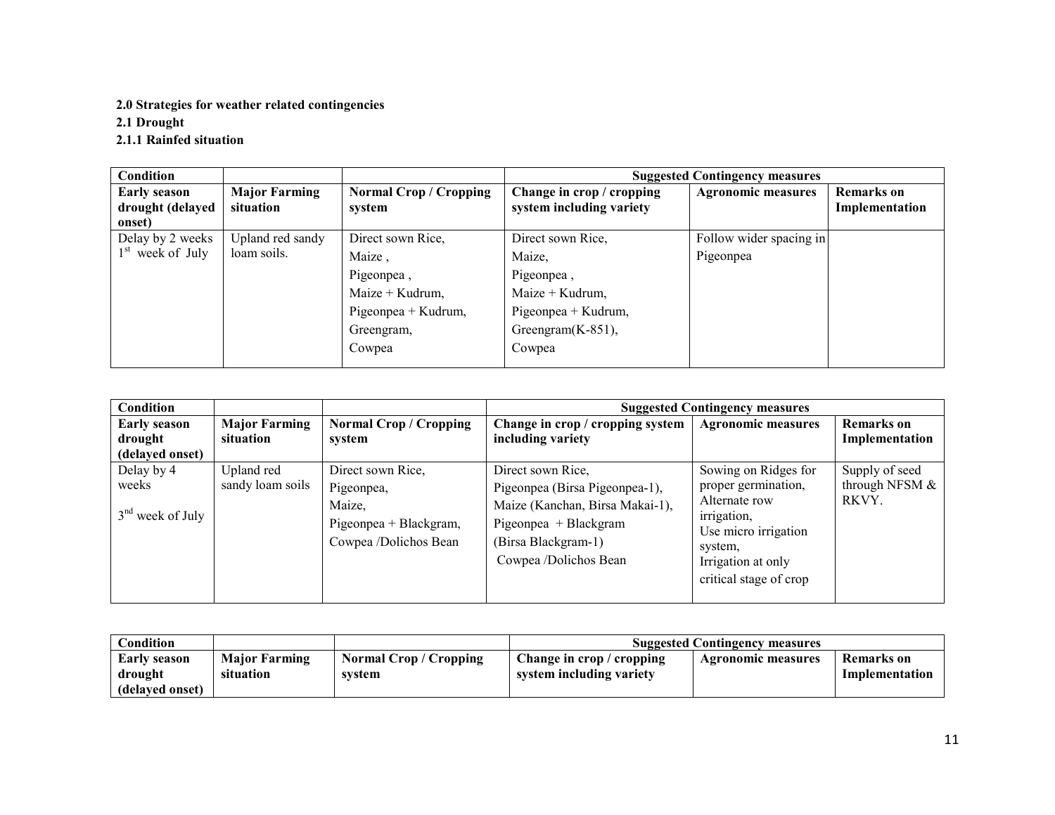**2.0 Strategies for weather related contingencies**

**2.1 Drought**

**2.1.1 Rainfed situation**

| Condition | | | Suggested Contingency measures | | |
|---|---|---|---|---|---|
| **Early season drought (delayed onset)** | **Major Farming situation** | **Normal Crop / Cropping system** | **Change in crop / cropping system including variety** | **Agronomic measures** | **Remarks on Implementation** |
| Delay by 2 weeks 1st week of July | Upland red sandy loam soils. | Direct sown Rice, Maize , Pigeonpea , Maize + Kudrum, Pigeonpea + Kudrum, Greengram, Cowpea | Direct sown Rice, Maize, Pigeonpea , Maize + Kudrum, Pigeonpea + Kudrum, Greengram(K-851), Cowpea | Follow wider spacing in Pigeonpea | |

| Condition | | | Suggested Contingency measures | | |
|---|---|---|---|---|---|
| **Early season drought (delayed onset)** | **Major Farming situation** | **Normal Crop / Cropping system** | **Change in crop / cropping system including variety** | **Agronomic measures** | **Remarks on Implementation** |
| Delay by 4 weeks 3rd week of July | Upland red sandy loam soils | Direct sown Rice, Pigeonpea, Maize, Pigeonpea + Blackgram, Cowpea /Dolichos Bean | Direct sown Rice, Pigeonpea (Birsa Pigeonpea-1), Maize (Kanchan, Birsa Makai-1), Pigeonpea + Blackgram (Birsa Blackgram-1) Cowpea /Dolichos Bean | Sowing on Ridges for proper germination, Alternate row irrigation, Use micro irrigation system, Irrigation at only critical stage of crop | Supply of seed through NFSM & RKVY. |

| Condition | | | Suggested Contingency measures | | |
|---|---|---|---|---|---|
| **Early season drought (delayed onset)** | **Major Farming situation** | **Normal Crop / Cropping system** | **Change in crop / cropping system including variety** | **Agronomic measures** | **Remarks on Implementation** |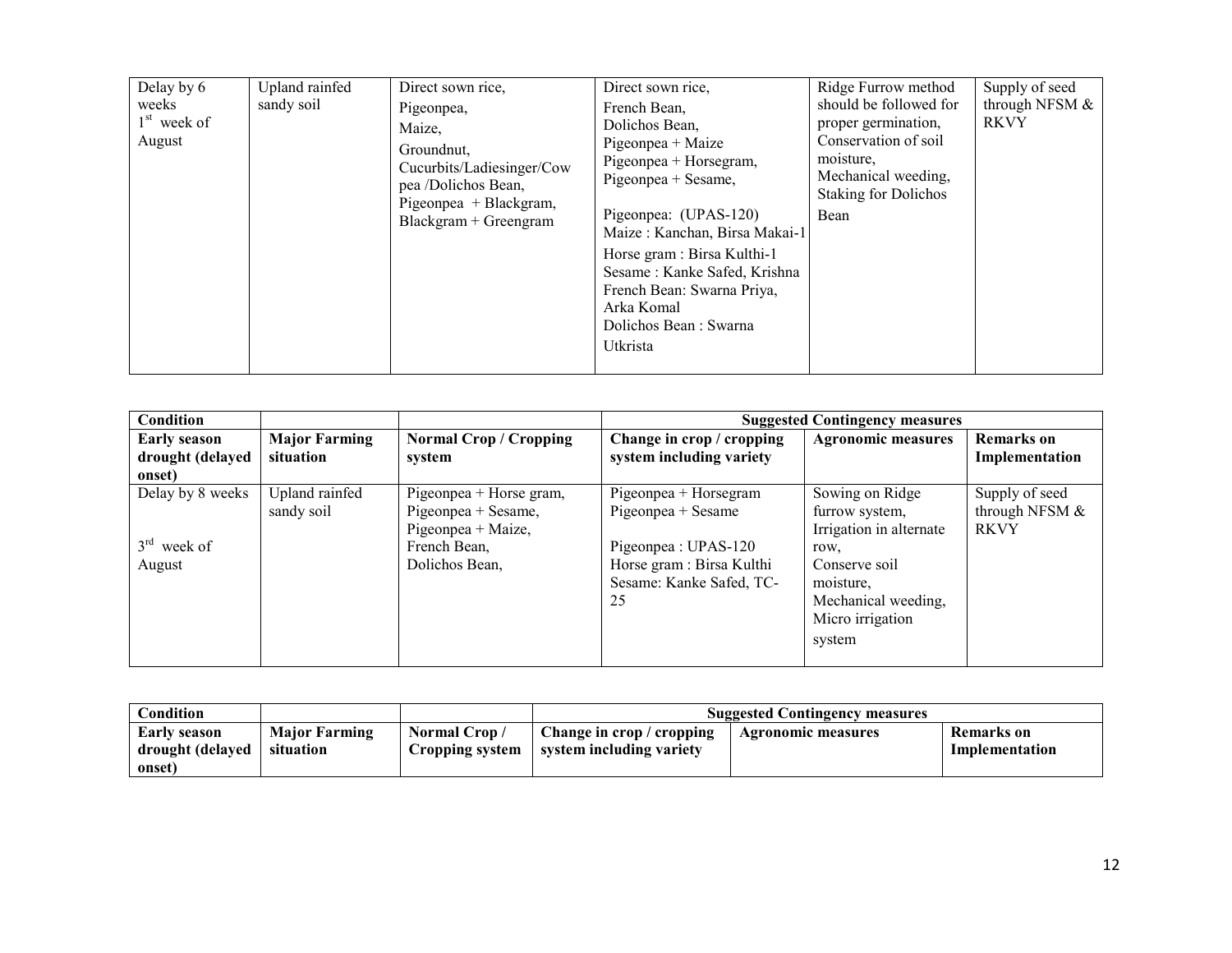| Delay by 6 weeks<br>1st week of August | Upland rainfed sandy soil | Direct sown rice,<br>Pigeonpea,<br>Maize,<br>Groundnut,<br>Cucurbits/Ladiesinger/Cow pea /Dolichos Bean,<br>Pigeonpea + Blackgram,<br>Blackgram + Greengram | Direct sown rice,<br>French Bean,<br>Dolichos Bean,<br>Pigeonpea + Maize<br>Pigeonpea + Horsegram,<br>Pigeonpea + Sesame,<br><br>Pigeonpea: (UPAS-120)<br>Maize : Kanchan, Birsa Makai-1<br>Horse gram : Birsa Kulthi-1<br>Sesame : Kanke Safed, Krishna<br>French Bean: Swarna Priya, Arka Komal<br>Dolichos Bean : Swarna Utkrista | Ridge Furrow method should be followed for proper germination,<br>Conservation of soil moisture,<br>Mechanical weeding,<br>Staking for Dolichos Bean | Supply of seed through NFSM & RKVY |
|---|---|---|---|---|---|

| Condition | | | Suggested Contingency measures | | |
|---|---|---|---|---|---|
| **Early season drought (delayed onset)** | **Major Farming situation** | **Normal Crop / Cropping system** | **Change in crop / cropping system including variety** | **Agronomic measures** | **Remarks on Implementation** |
| Delay by 8 weeks<br><br>3rd week of August | Upland rainfed sandy soil | Pigeonpea + Horse gram,<br>Pigeonpea + Sesame,<br>Pigeonpea + Maize,<br>French Bean,<br>Dolichos Bean, | Pigeonpea + Horsegram<br>Pigeonpea + Sesame<br><br>Pigeonpea : UPAS-120<br>Horse gram : Birsa Kulthi<br>Sesame: Kanke Safed, TC-25 | Sowing on Ridge furrow system,<br>Irrigation in alternate row,<br>Conserve soil moisture,<br>Mechanical weeding,<br>Micro irrigation system | Supply of seed through NFSM & RKVY |

| Condition | | | Suggested Contingency measures | | |
|---|---|---|---|---|---|
| **Early season drought (delayed onset)** | **Major Farming situation** | **Normal Crop / Cropping system** | **Change in crop / cropping system including variety** | **Agronomic measures** | **Remarks on Implementation** |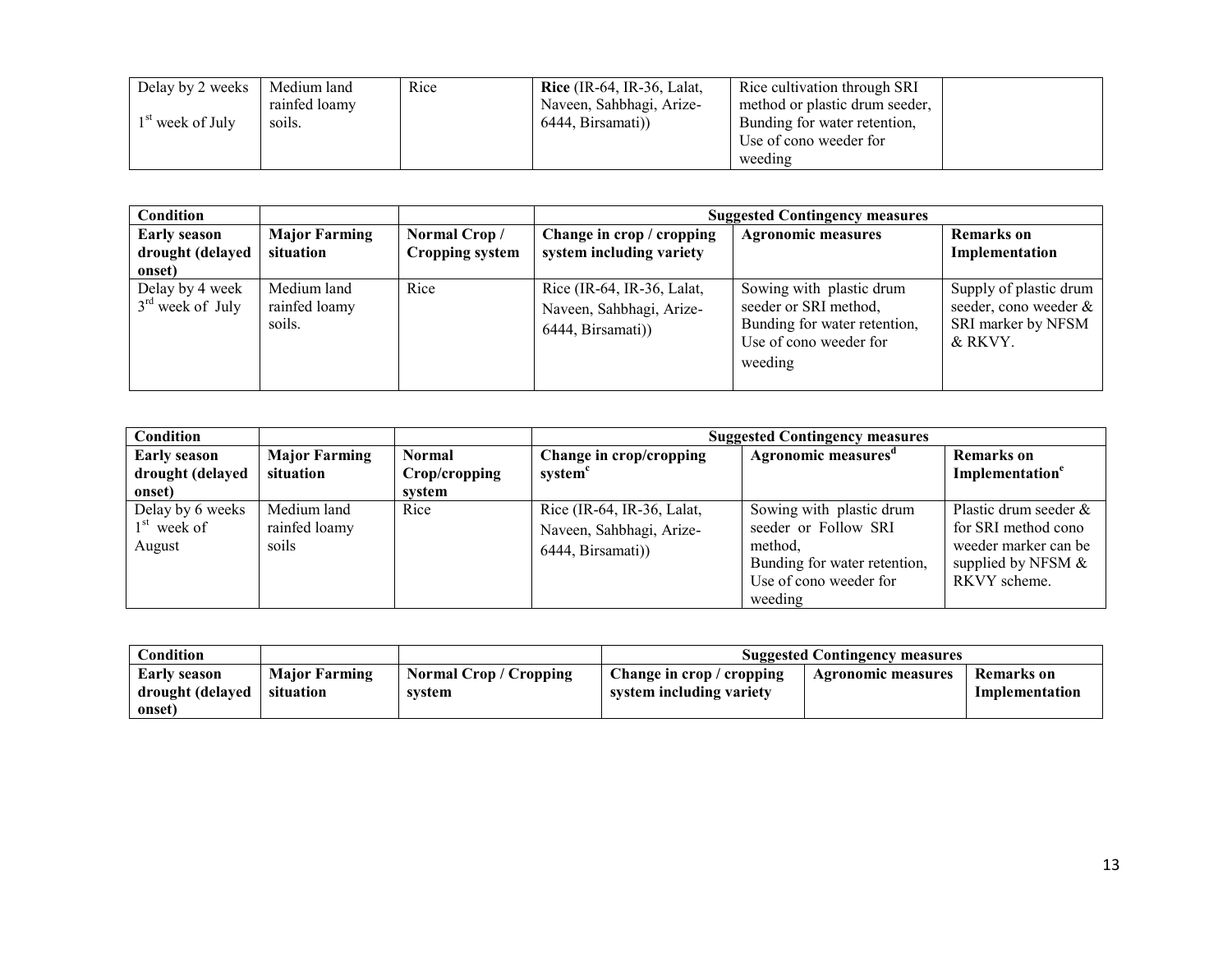| Delay by 2 weeks<br><br>1st week of July | Medium land rainfed loamy soils. | Rice | **Rice** (IR-64, IR-36, Lalat, Naveen, Sahbhagi, Arize-6444, Birsamati)) | Rice cultivation through SRI method or plastic drum seeder, Bunding for water retention, Use of cono weeder for weeding | |
|---|---|---|---|---|---|

| **Condition** | | | **Suggested Contingency measures** | | |
|---|---|---|---|---|---|
| **Early season drought (delayed onset)** | **Major Farming situation** | **Normal Crop / Cropping system** | **Change in crop / cropping system including variety** | **Agronomic measures** | **Remarks on Implementation** |
| Delay by 4 week<br>3rd week of July | Medium land rainfed loamy soils. | Rice | Rice (IR-64, IR-36, Lalat, Naveen, Sahbhagi, Arize-6444, Birsamati)) | Sowing with plastic drum seeder or SRI method, Bunding for water retention, Use of cono weeder for weeding | Supply of plastic drum seeder, cono weeder & SRI marker by NFSM & RKVY. |

| **Condition** | | | **Suggested Contingency measures** | | |
|---|---|---|---|---|---|
| **Early season drought (delayed onset)** | **Major Farming situation** | **Normal Crop/cropping system** | **Change in crop/cropping system**[c] | **Agronomic measures**[d] | **Remarks on Implementation**[e] |
| Delay by 6 weeks<br>1st week of August | Medium land rainfed loamy soils | Rice | Rice (IR-64, IR-36, Lalat, Naveen, Sahbhagi, Arize-6444, Birsamati)) | Sowing with plastic drum seeder or Follow SRI method,<br>Bunding for water retention,<br>Use of cono weeder for weeding | Plastic drum seeder & for SRI method cono weeder marker can be supplied by NFSM & RKVY scheme. |

| **Condition** | | | **Suggested Contingency measures** | | |
|---|---|---|---|---|---|
| **Early season drought (delayed onset)** | **Major Farming situation** | **Normal Crop / Cropping system** | **Change in crop / cropping system including variety** | **Agronomic measures** | **Remarks on Implementation** |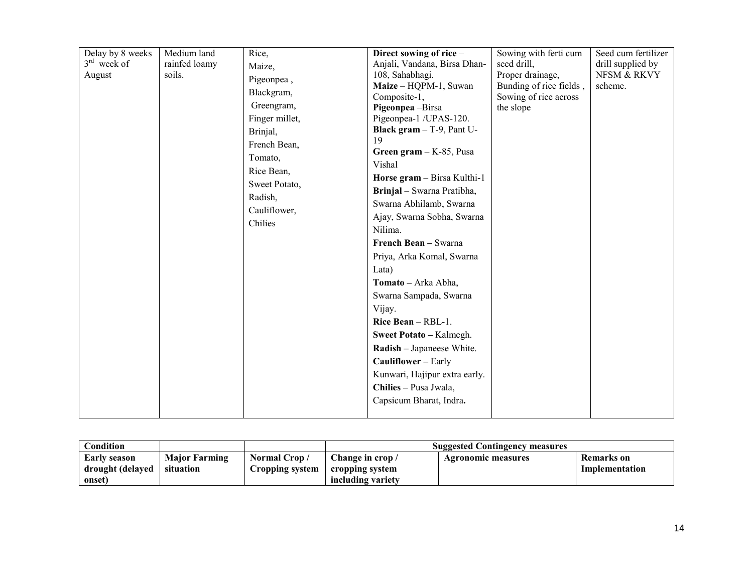| Delay by 8 weeks 3[rd] week of August | Medium land rainfed loamy soils. | Rice,<br>Maize,<br>Pigeonpea ,<br>Blackgram,<br>Greengram,<br>Finger millet,<br>Brinjal,<br>French Bean,<br>Tomato,<br>Rice Bean,<br>Sweet Potato,<br>Radish,<br>Cauliflower,<br>Chilies | **Direct sowing of rice** – Anjali, Vandana, Birsa Dhan-108, Sahabhagi.<br>**Maize** – HQPM-1, Suwan Composite-1,<br>**Pigeonpea** –Birsa Pigeonpea-1 /UPAS-120.<br>**Black gram** – T-9, Pant U-19<br>**Green gram** – K-85, Pusa Vishal<br>**Horse gram** – Birsa Kulthi-1<br>**Brinjal** – Swarna Pratibha, Swarna Abhilamb, Swarna Ajay, Swarna Sobha, Swarna Nilima.<br>**French Bean –** Swarna Priya, Arka Komal, Swarna Lata)<br>**Tomato –** Arka Abha, Swarna Sampada, Swarna Vijay.<br>**Rice Bean** – RBL-1.<br>**Sweet Potato –** Kalmegh.<br>**Radish –** Japaneese White.<br>**Cauliflower –** Early Kunwari, Hajipur extra early.<br>**Chilies –** Pusa Jwala, Capsicum Bharat, Indra**.** | Sowing with ferti cum seed drill,<br>Proper drainage,<br>Bunding of rice fields ,<br>Sowing of rice across the slope | Seed cum fertilizer drill supplied by NFSM & RKVY scheme. |
|---|---|---|---|---|---|

| **Condition** | | | **Suggested Contingency measures** | | |
|---|---|---|---|---|---|
| **Early season drought (delayed onset)** | **Major Farming situation** | **Normal Crop / Cropping system** | **Change in crop / cropping system including variety** | **Agronomic measures** | **Remarks on Implementation** |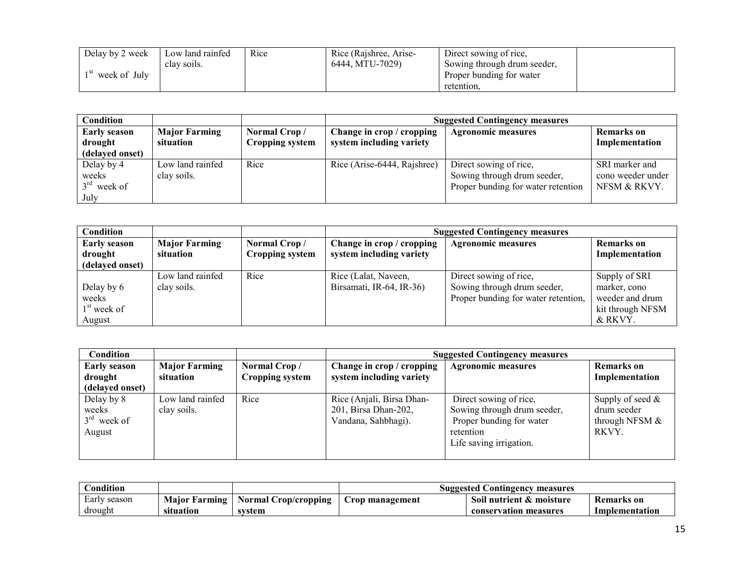| Delay by 2 week<br>1st week of July | Low land rainfed clay soils. | Rice | Rice (Rajshree, Arise-6444, MTU-7029) | Direct sowing of rice, Sowing through drum seeder, Proper bunding for water retention, | |
|---|---|---|---|---|---|

| Condition | | | Suggested Contingency measures | | |
|---|---|---|---|---|---|
| **Early season drought (delayed onset)** | **Major Farming situation** | **Normal Crop / Cropping system** | **Change in crop / cropping system including variety** | **Agronomic measures** | **Remarks on Implementation** |
| Delay by 4 weeks 3rd week of July | Low land rainfed clay soils. | Rice | Rice (Arise-6444, Rajshree) | Direct sowing of rice, Sowing through drum seeder, Proper bunding for water retention | SRI marker and cono weeder under NFSM & RKVY. |

| Condition | | | Suggested Contingency measures | | |
|---|---|---|---|---|---|
| **Early season drought (delayed onset)** | **Major Farming situation** | **Normal Crop / Cropping system** | **Change in crop / cropping system including variety** | **Agronomic measures** | **Remarks on Implementation** |
| Delay by 6 weeks 1st week of August | Low land rainfed clay soils. | Rice | Rice (Lalat, Naveen, Birsamati, IR-64, IR-36) | Direct sowing of rice, Sowing through drum seeder, Proper bunding for water retention, | Supply of SRI marker, cono weeder and drum kit through NFSM & RKVY. |

| Condition | | | Suggested Contingency measures | | |
|---|---|---|---|---|---|
| **Early season drought (delayed onset)** | **Major Farming situation** | **Normal Crop / Cropping system** | **Change in crop / cropping system including variety** | **Agronomic measures** | **Remarks on Implementation** |
| Delay by 8 weeks 3rd week of August | Low land rainfed clay soils. | Rice | Rice (Anjali, Birsa Dhan-201, Birsa Dhan-202, Vandana, Sahbhagi). | Direct sowing of rice, Sowing through drum seeder, Proper bunding for water retention Life saving irrigation. | Supply of seed & drum seeder through NFSM & RKVY. |

| Condition | | | Suggested Contingency measures | | |
|---|---|---|---|---|---|
| Early season drought | **Major Farming situation** | **Normal Crop/cropping system** | **Crop management** | **Soil nutrient & moisture conservation measures** | **Remarks on Implementation** |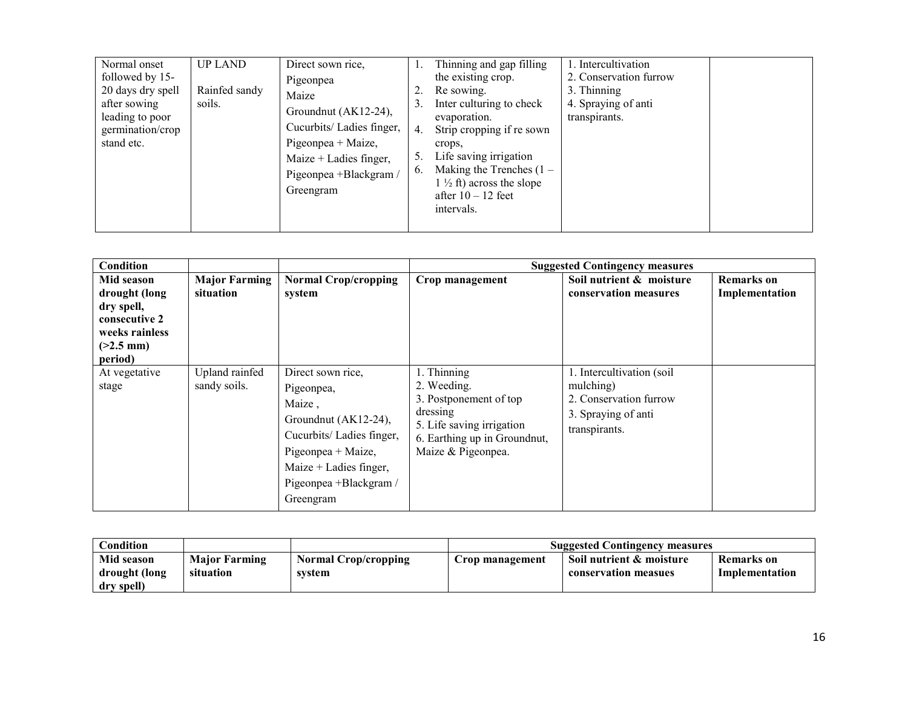| Normal onset followed by 15-20 days dry spell after sowing leading to poor germination/crop stand etc. | UP LAND<br><br>Rainfed sandy soils. | Direct sown rice, Pigeonpea<br>Maize<br>Groundnut (AK12-24), Cucurbits/ Ladies finger, Pigeonpea + Maize, Maize + Ladies finger, Pigeonpea +Blackgram / Greengram | 1. Thinning and gap filling the existing crop.<br>2. Re sowing.<br>3. Inter culturing to check evaporation.<br>4. Strip cropping if re sown crops,<br>5. Life saving irrigation<br>6. Making the Trenches (1 – 1 ½ ft) across the slope after 10 – 12 feet intervals. | 1. Intercultivation<br>2. Conservation furrow<br>3. Thinning<br>4. Spraying of anti transpirants. | |
|---|---|---|---|---|---|

| Condition | | | Suggested Contingency measures | | |
|---|---|---|---|---|---|
| **Mid season drought (long dry spell, consecutive 2 weeks rainless (>2.5 mm) period)** | **Major Farming situation** | **Normal Crop/cropping system** | **Crop management** | **Soil nutrient & moisture conservation measures** | **Remarks on Implementation** |
| At vegetative stage | Upland rainfed sandy soils. | Direct sown rice, Pigeonpea, Maize , Groundnut (AK12-24), Cucurbits/ Ladies finger, Pigeonpea + Maize, Maize + Ladies finger, Pigeonpea +Blackgram / Greengram | 1. Thinning<br>2. Weeding.<br>3. Postponement of top dressing<br>5. Life saving irrigation<br>6. Earthing up in Groundnut, Maize & Pigeonpea. | 1. Intercultivation (soil mulching)<br>2. Conservation furrow<br>3. Spraying of anti transpirants. | |

| Condition | | | Suggested Contingency measures | | |
|---|---|---|---|---|---|
| **Mid season drought (long dry spell)** | **Major Farming situation** | **Normal Crop/cropping system** | **Crop management** | **Soil nutrient & moisture conservation measues** | **Remarks on Implementation** |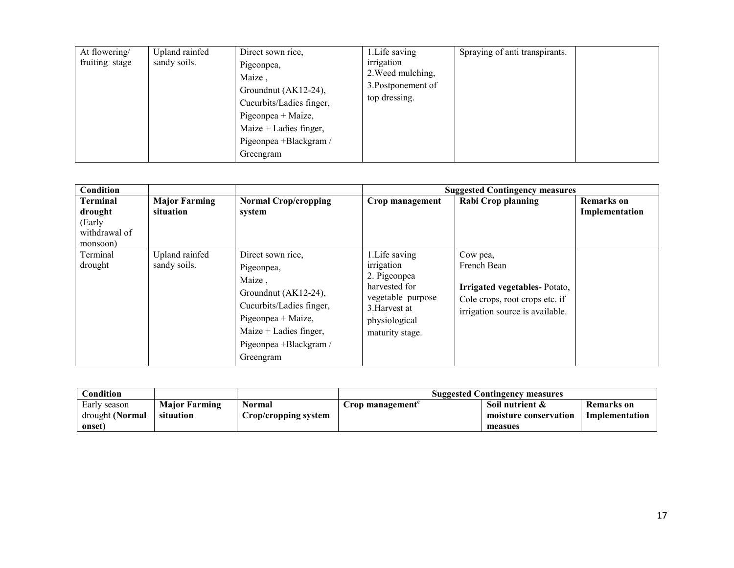| At flowering/ fruiting stage | Upland rainfed sandy soils. | Direct sown rice, Pigeonpea, Maize , Groundnut (AK12-24), Cucurbits/Ladies finger, Pigeonpea + Maize, Maize + Ladies finger, Pigeonpea +Blackgram / Greengram | 1.Life saving irrigation 2.Weed mulching, 3.Postponement of top dressing. | Spraying of anti transpirants. | |
|---|---|---|---|---|---|

| Condition | | | Suggested Contingency measures | | |
|---|---|---|---|---|---|
| **Terminal drought** (Early withdrawal of monsoon) | **Major Farming situation** | **Normal Crop/cropping system** | **Crop management** | **Rabi Crop planning** | **Remarks on Implementation** |
| Terminal drought | Upland rainfed sandy soils. | Direct sown rice, Pigeonpea, Maize , Groundnut (AK12-24), Cucurbits/Ladies finger, Pigeonpea + Maize, Maize + Ladies finger, Pigeonpea +Blackgram / Greengram | 1.Life saving irrigation 2. Pigeonpea harvested for vegetable purpose 3.Harvest at physiological maturity stage. | Cow pea, French Bean **Irrigated vegetables-** Potato, Cole crops, root crops etc. if irrigation source is available. | |

| Condition | | | Suggested Contingency measures | | |
|---|---|---|---|---|---|
| Early season drought **(Normal onset)** | **Major Farming situation** | **Normal Crop/cropping system** | **Crop management**[c] | **Soil nutrient & moisture conservation measues** | **Remarks on Implementation** |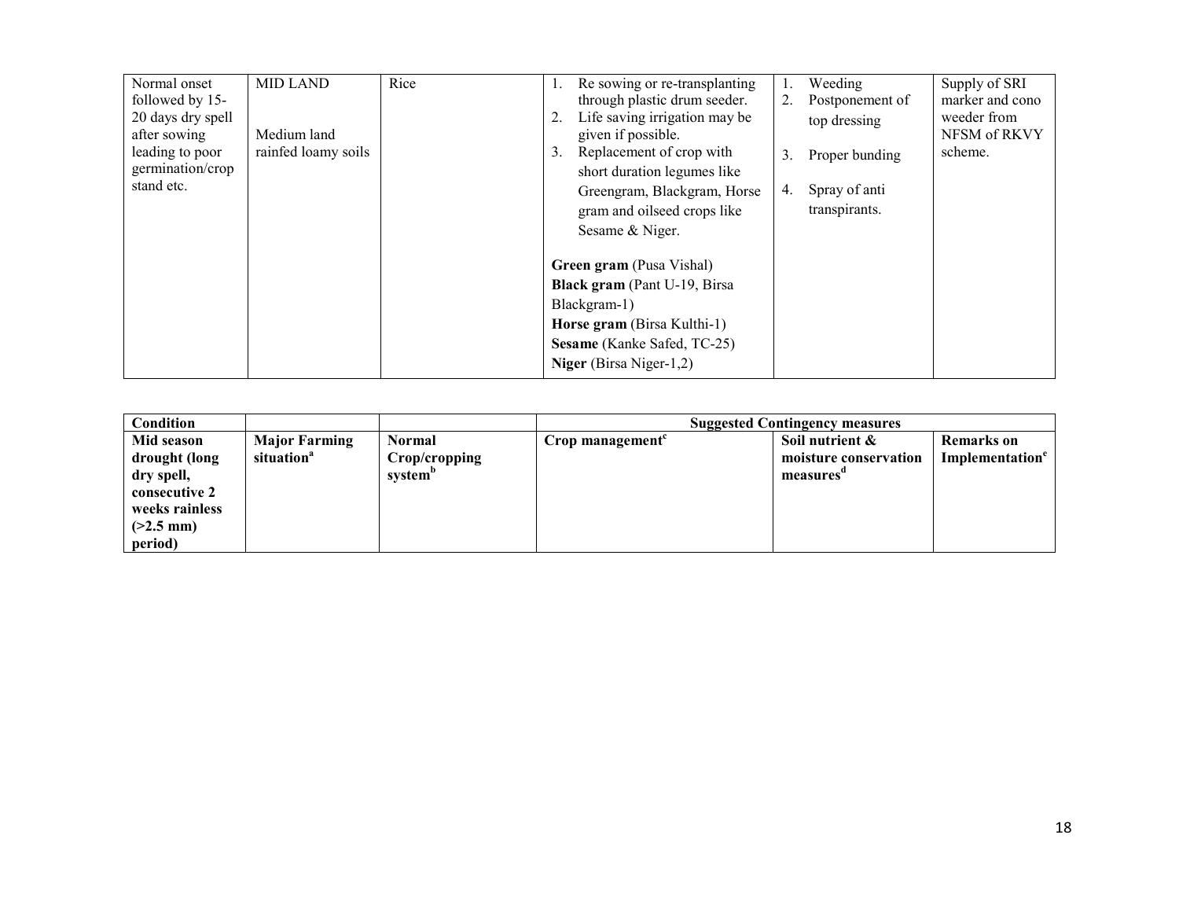| | | | | | |
|---|---|---|---|---|---|
| Normal onset followed by 15-20 days dry spell after sowing leading to poor germination/crop stand etc. | MID LAND<br><br>Medium land rainfed loamy soils | Rice | 1. Re sowing or re-transplanting through plastic drum seeder.<br>2. Life saving irrigation may be given if possible.<br>3. Replacement of crop with short duration legumes like Greengram, Blackgram, Horse gram and oilseed crops like Sesame & Niger.<br><br>**Green gram** (Pusa Vishal)<br>**Black gram** (Pant U-19, Birsa Blackgram-1)<br>**Horse gram** (Birsa Kulthi-1)<br>**Sesame** (Kanke Safed, TC-25)<br>**Niger** (Birsa Niger-1,2) | 1. Weeding<br>2. Postponement of top dressing<br>3. Proper bunding<br>4. Spray of anti transpirants. | Supply of SRI marker and cono weeder from NFSM of RKVY scheme. |

| Condition | | | Suggested Contingency measures | | |
|---|---|---|---|---|---|
| **Mid season drought (long dry spell, consecutive 2 weeks rainless (>2.5 mm) period)** | **Major Farming situation[a]** | **Normal Crop/cropping system[b]** | **Crop management[c]** | **Soil nutrient & moisture conservation measures[d]** | **Remarks on Implementation[e]** |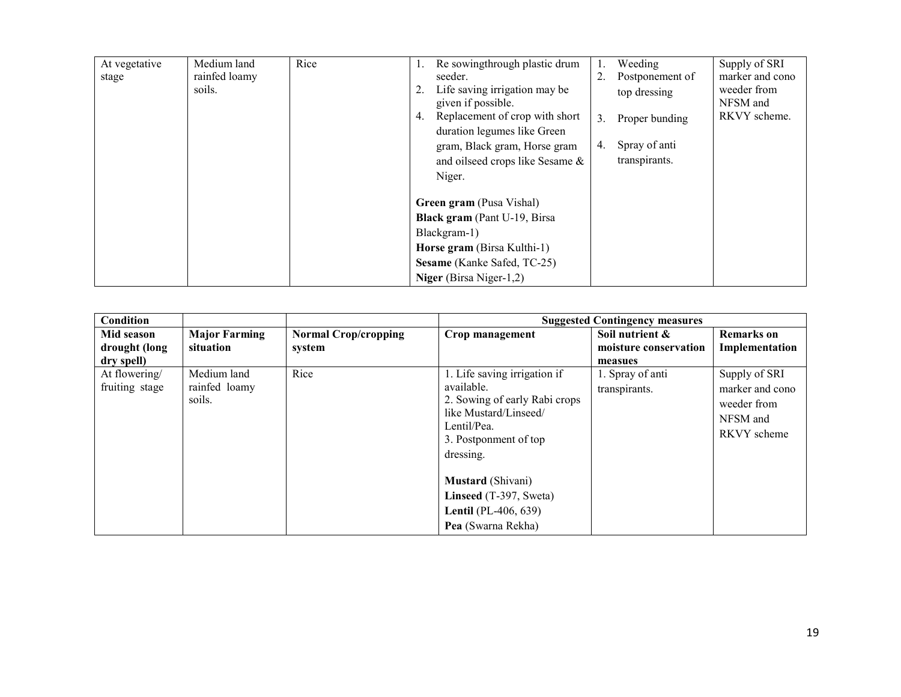| At vegetative stage | Medium land rainfed loamy soils. | Rice | 1. Re sowingthrough plastic drum seeder.<br>2. Life saving irrigation may be given if possible.<br>4. Replacement of crop with short duration legumes like Green gram, Black gram, Horse gram and oilseed crops like Sesame & Niger.<br><br>**Green gram** (Pusa Vishal)<br>**Black gram** (Pant U-19, Birsa Blackgram-1)<br>**Horse gram** (Birsa Kulthi-1)<br>**Sesame** (Kanke Safed, TC-25)<br>**Niger** (Birsa Niger-1,2) | 1. Weeding<br>2. Postponement of top dressing<br>3. Proper bunding<br>4. Spray of anti transpirants. | Supply of SRI marker and cono weeder from NFSM and RKVY scheme. |
|---|---|---|---|---|---|

| **Condition** | | | **Suggested Contingency measures** | | |
|---|---|---|---|---|---|
| **Mid season drought (long dry spell)** | **Major Farming situation** | **Normal Crop/cropping system** | **Crop management** | **Soil nutrient & moisture conservation measues** | **Remarks on Implementation** |
| At flowering/ fruiting stage | Medium land rainfed loamy soils. | Rice | 1. Life saving irrigation if available.<br>2. Sowing of early Rabi crops like Mustard/Linseed/ Lentil/Pea.<br>3. Postponment of top dressing.<br><br>**Mustard** (Shivani)<br>**Linseed** (T-397, Sweta)<br>**Lentil** (PL-406, 639)<br>**Pea** (Swarna Rekha) | 1. Spray of anti transpirants. | Supply of SRI marker and cono weeder from NFSM and RKVY scheme |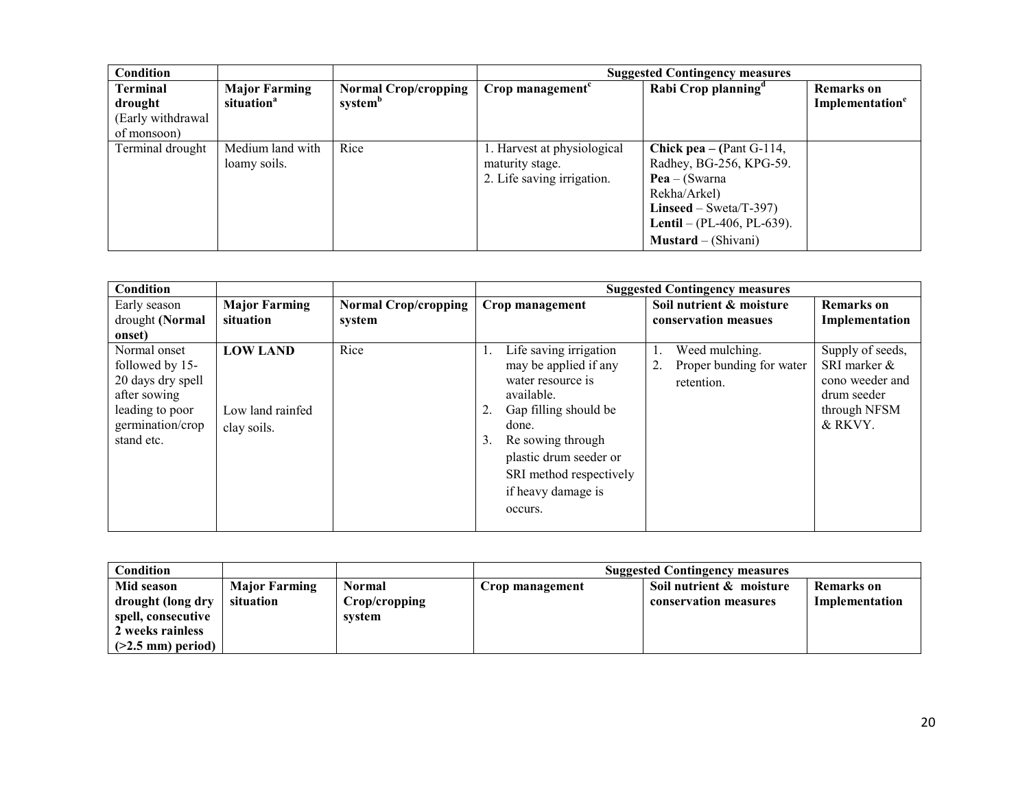| **Condition** | | | **Suggested Contingency measures** | | |
|---|---|---|---|---|---|
| **Terminal drought** (Early withdrawal of monsoon) | **Major Farming situation**[a] | **Normal Crop/cropping system**[b] | **Crop management**[c] | **Rabi Crop planning**[d] | **Remarks on Implementation**[e] |
| Terminal drought | Medium land with loamy soils. | Rice | 1. Harvest at physiological maturity stage.<br>2. Life saving irrigation. | **Chick pea – (**Pant G-114, Radhey, BG-256, KPG-59.<br>**Pea** – (Swarna Rekha/Arkel)<br>**Linseed** – Sweta/T-397)<br>**Lentil** – (PL-406, PL-639).<br>**Mustard** – (Shivani) | |

| **Condition** | | | **Suggested Contingency measures** | | |
|---|---|---|---|---|---|
| Early season drought **(Normal onset)** | **Major Farming situation** | **Normal Crop/cropping system** | **Crop management** | **Soil nutrient & moisture conservation measues** | **Remarks on Implementation** |
| Normal onset followed by 15-20 days dry spell after sowing leading to poor germination/crop stand etc. | **LOW LAND**<br><br>Low land rainfed clay soils. | Rice | 1. Life saving irrigation may be applied if any water resource is available.<br>2. Gap filling should be done.<br>3. Re sowing through plastic drum seeder or SRI method respectively if heavy damage is occurs. | 1. Weed mulching.<br>2. Proper bunding for water retention. | Supply of seeds, SRI marker & cono weeder and drum seeder through NFSM & RKVY. |

| **Condition** | | | **Suggested Contingency measures** | | |
|---|---|---|---|---|---|
| **Mid season drought (long dry spell, consecutive 2 weeks rainless (>2.5 mm) period)** | **Major Farming situation** | **Normal Crop/cropping system** | **Crop management** | **Soil nutrient & moisture conservation measures** | **Remarks on Implementation** |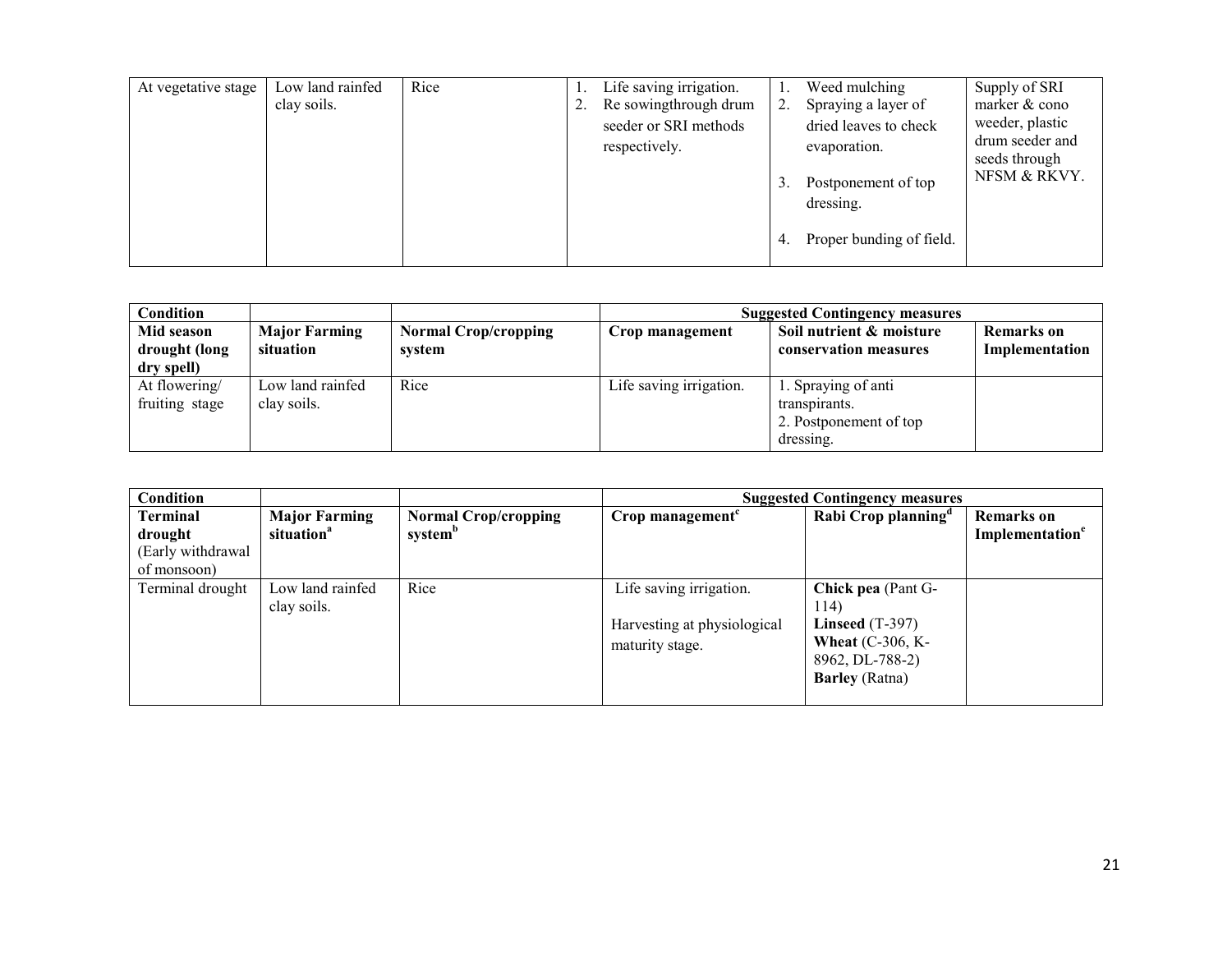| At vegetative stage | Low land rainfed clay soils. | Rice | 1. Life saving irrigation.<br>2. Re sowingthrough drum seeder or SRI methods respectively. | 1. Weed mulching<br>2. Spraying a layer of dried leaves to check evaporation.<br>3. Postponement of top dressing.<br>4. Proper bunding of field. | Supply of SRI marker & cono weeder, plastic drum seeder and seeds through NFSM & RKVY. |
|---|---|---|---|---|---|

| **Condition** | | | **Suggested Contingency measures** | | |
|---|---|---|---|---|---|
| **Mid season drought (long dry spell)** | **Major Farming situation** | **Normal Crop/cropping system** | **Crop management** | **Soil nutrient & moisture conservation measures** | **Remarks on Implementation** |
| At flowering/ fruiting stage | Low land rainfed clay soils. | Rice | Life saving irrigation. | 1. Spraying of anti transpirants.<br>2. Postponement of top dressing. | |

| **Condition** | | | **Suggested Contingency measures** | | |
|---|---|---|---|---|---|
| **Terminal drought** (Early withdrawal of monsoon) | **Major Farming situation**[a] | **Normal Crop/cropping system**[b] | **Crop management**[c] | **Rabi Crop planning**[d] | **Remarks on Implementation**[e] |
| Terminal drought | Low land rainfed clay soils. | Rice | Life saving irrigation.<br>Harvesting at physiological maturity stage. | **Chick pea** (Pant G-114)<br>**Linseed** (T-397)<br>**Wheat** (C-306, K-8962, DL-788-2)<br>**Barley** (Ratna) | |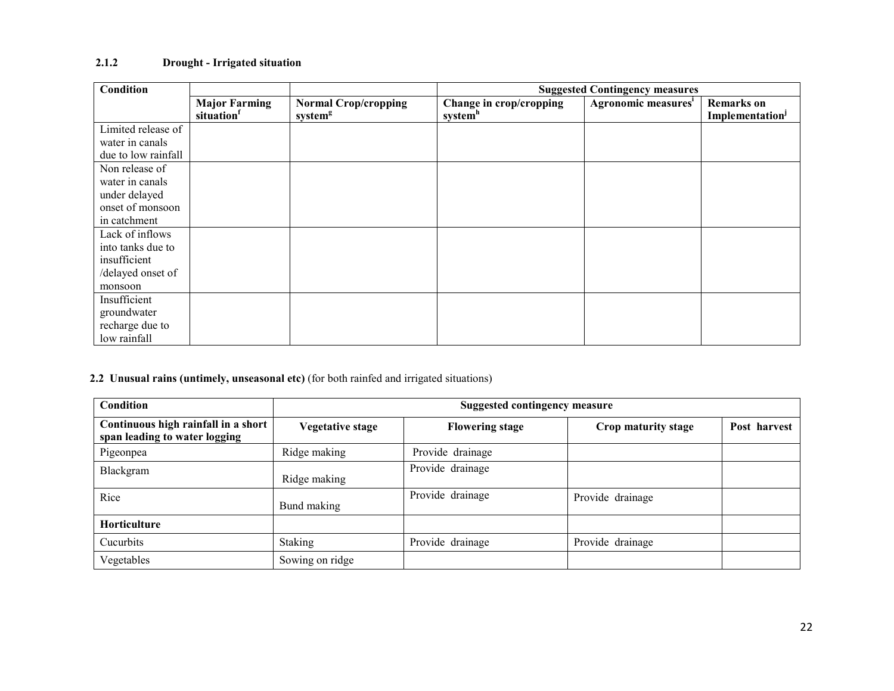### 2.1.2 Drought - Irrigated situation

| Condition | | | Suggested Contingency measures | | |
|---|---|---|---|---|---|
| | Major Farming situation[f] | Normal Crop/cropping system[g] | Change in crop/cropping system[h] | Agronomic measures[i] | Remarks on Implementation[j] |
| Limited release of water in canals due to low rainfall | | | | | |
| Non release of water in canals under delayed onset of monsoon in catchment | | | | | |
| Lack of inflows into tanks due to insufficient /delayed onset of monsoon | | | | | |
| Insufficient groundwater recharge due to low rainfall | | | | | |

### 2.2 Unusual rains (untimely, unseasonal etc) (for both rainfed and irrigated situations)

| Condition | Suggested contingency measure | | | |
|---|---|---|---|---|
| **Continuous high rainfall in a short span leading to water logging** | **Vegetative stage** | **Flowering stage** | **Crop maturity stage** | **Post harvest** |
| Pigeonpea | Ridge making | Provide drainage | | |
| Blackgram | Ridge making | Provide drainage | | |
| Rice | Bund making | Provide drainage | Provide drainage | |
| **Horticulture** | | | | |
| Cucurbits | Staking | Provide drainage | Provide drainage | |
| Vegetables | Sowing on ridge | | | |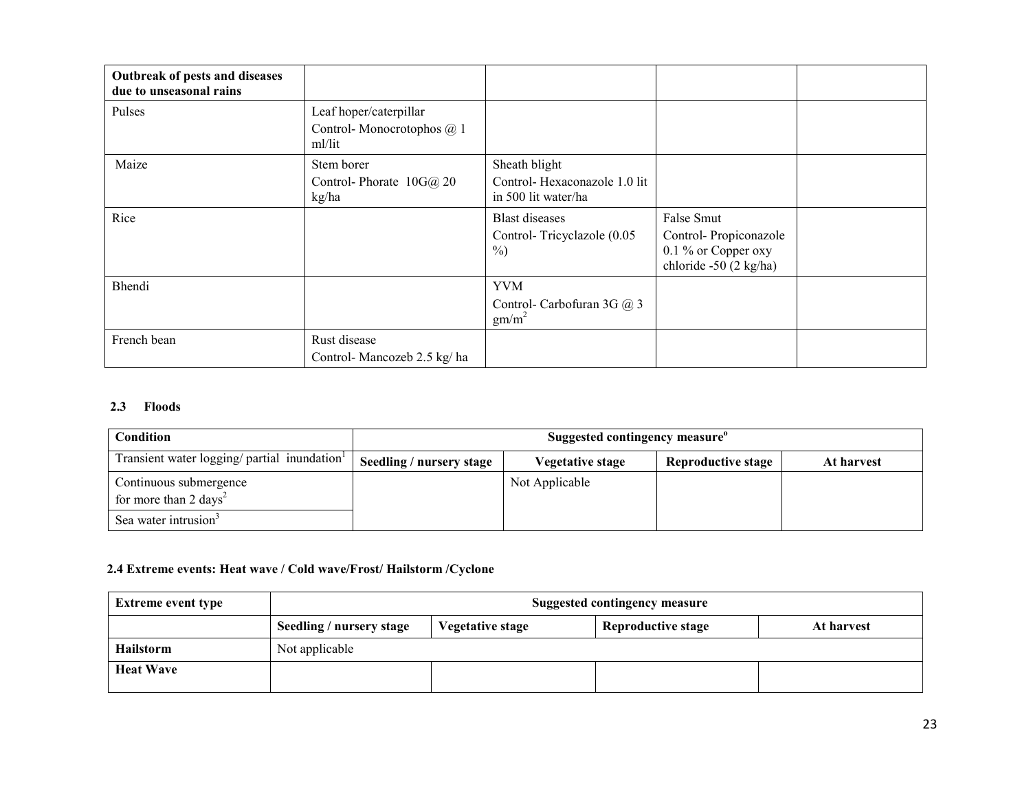| Outbreak of pests and diseases due to unseasonal rains | | | | |
|---|---|---|---|---|
| Pulses | Leaf hoper/caterpillar<br>Control- Monocrotophos @ 1 ml/lit | | | |
| Maize | Stem borer<br>Control- Phorate 10G@ 20 kg/ha | Sheath blight<br>Control- Hexaconazole 1.0 lit in 500 lit water/ha | | |
| Rice | | Blast diseases<br>Control- Tricyclazole (0.05 %) | False Smut<br>Control- Propiconazole 0.1 % or Copper oxy chloride -50 (2 kg/ha) | |
| Bhendi | | YVM<br>Control- Carbofuran 3G @ 3 $gm/m^2$ | | |
| French bean | Rust disease<br>Control- Mancozeb 2.5 kg/ ha | | | |

### 2.3 Floods

| Condition | Suggested contingency measure[o] | | | |
|---|---|---|---|---|
| Transient water logging/ partial inundation[1] | **Seedling / nursery stage** | **Vegetative stage** | **Reproductive stage** | **At harvest** |
| Continuous submergence for more than 2 days[2] | | Not Applicable | | |
| Sea water intrusion[3] | | | | |

### 2.4 Extreme events: Heat wave / Cold wave/Frost/ Hailstorm /Cyclone

| Extreme event type | Suggested contingency measure | | | |
|---|---|---|---|---|
| | **Seedling / nursery stage** | **Vegetative stage** | **Reproductive stage** | **At harvest** |
| **Hailstorm** | Not applicable | | | |
| **Heat Wave** | | | | |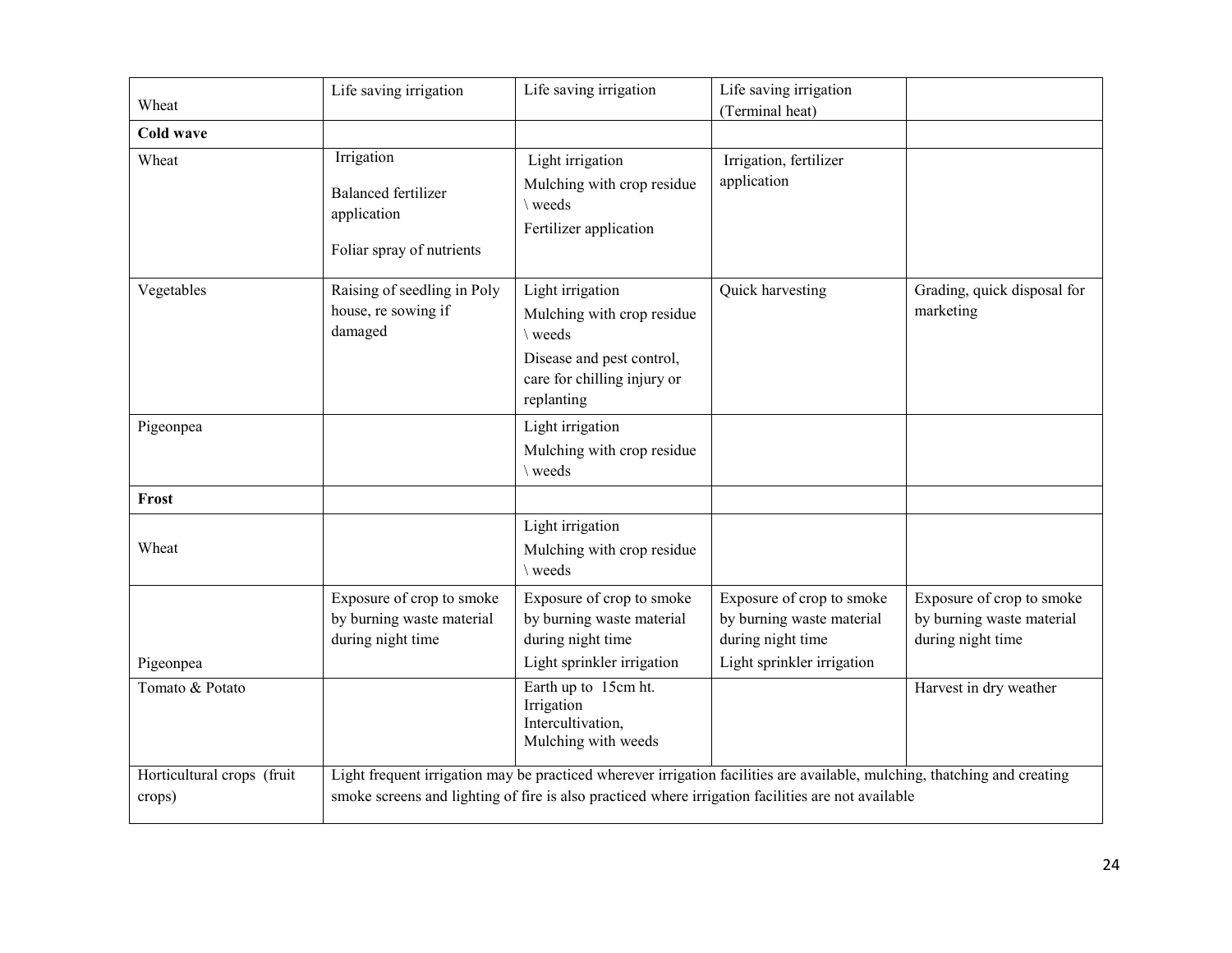| Wheat | Life saving irrigation | Life saving irrigation | Life saving irrigation (Terminal heat) | |
|---|---|---|---|---|
| **Cold wave** | | | | |
| Wheat | Irrigation<br>Balanced fertilizer application<br>Foliar spray of nutrients | Light irrigation<br>Mulching with crop residue \ weeds<br>Fertilizer application | Irrigation, fertilizer application | |
| Vegetables | Raising of seedling in Poly house, re sowing if damaged | Light irrigation<br>Mulching with crop residue \ weeds<br>Disease and pest control, care for chilling injury or replanting | Quick harvesting | Grading, quick disposal for marketing |
| Pigeonpea | | Light irrigation<br>Mulching with crop residue \ weeds | | |
| **Frost** | | | | |
| Wheat | | Light irrigation<br>Mulching with crop residue \ weeds | | |
| Pigeonpea | Exposure of crop to smoke by burning waste material during night time | Exposure of crop to smoke by burning waste material during night time<br>Light sprinkler irrigation | Exposure of crop to smoke by burning waste material during night time<br>Light sprinkler irrigation | Exposure of crop to smoke by burning waste material during night time |
| Tomato & Potato | | Earth up to 15cm ht.<br>Irrigation<br>Intercultivation,<br>Mulching with weeds | | Harvest in dry weather |
| Horticultural crops (fruit crops) | Light frequent irrigation may be practiced wherever irrigation facilities are available, mulching, thatching and creating smoke screens and lighting of fire is also practiced where irrigation facilities are not available | | | |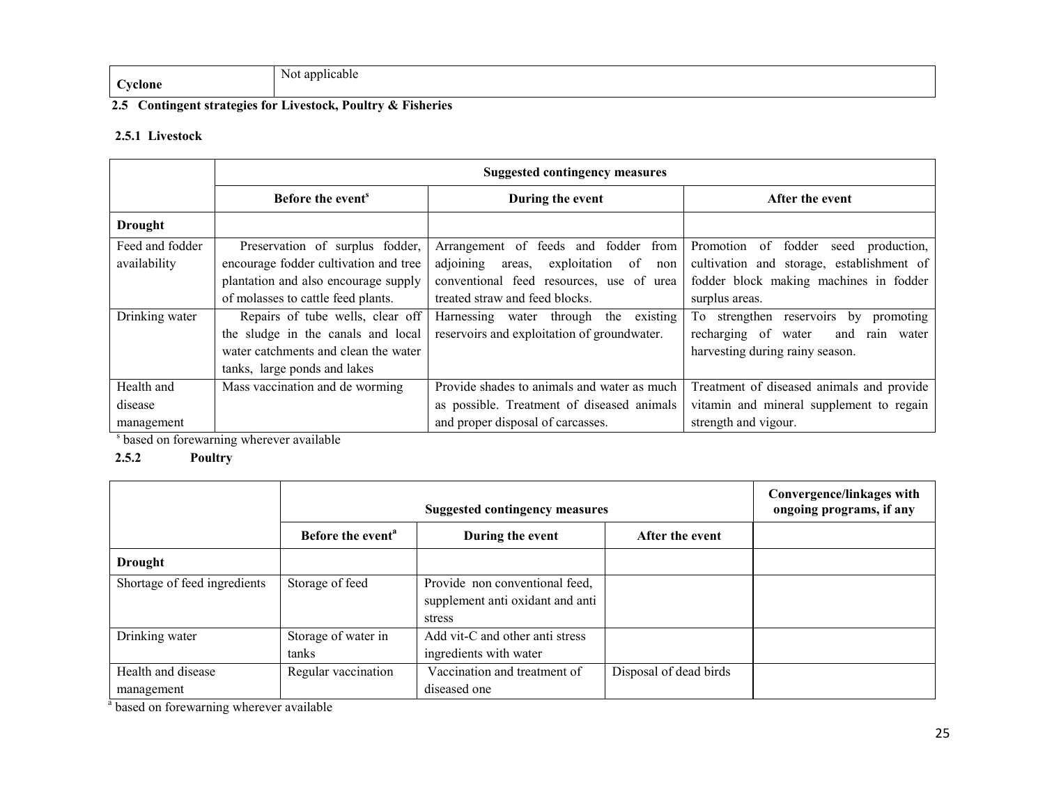| Cyclone | Not applicable |
|---|---|

## 2.5 Contingent strategies for Livestock, Poultry & Fisheries

### 2.5.1 Livestock

| | Suggested contingency measures | | |
|---|---|---|---|
| | Before the event[s] | During the event | After the event |
| **Drought** | | | |
| Feed and fodder availability | Preservation of surplus fodder, encourage fodder cultivation and tree plantation and also encourage supply of molasses to cattle feed plants. | Arrangement of feeds and fodder from adjoining areas, exploitation of non conventional feed resources, use of urea treated straw and feed blocks. | Promotion of fodder seed production, cultivation and storage, establishment of fodder block making machines in fodder surplus areas. |
| Drinking water | Repairs of tube wells, clear off the sludge in the canals and local water catchments and clean the water tanks, large ponds and lakes | Harnessing water through the existing reservoirs and exploitation of groundwater. | To strengthen reservoirs by promoting recharging of water and rain water harvesting during rainy season. |
| Health and disease management | Mass vaccination and de worming | Provide shades to animals and water as much as possible. Treatment of diseased animals and proper disposal of carcasses. | Treatment of diseased animals and provide vitamin and mineral supplement to regain strength and vigour. |

[s] based on forewarning wherever available

### 2.5.2 Poultry

| | Suggested contingency measures | | | Convergence/linkages with ongoing programs, if any |
|---|---|---|---|---|
| | Before the event[a] | During the event | After the event | |
| **Drought** | | | | |
| Shortage of feed ingredients | Storage of feed | Provide non conventional feed, supplement anti oxidant and anti stress | | |
| Drinking water | Storage of water in tanks | Add vit-C and other anti stress ingredients with water | | |
| Health and disease management | Regular vaccination | Vaccination and treatment of diseased one | Disposal of dead birds | |

[a] based on forewarning wherever available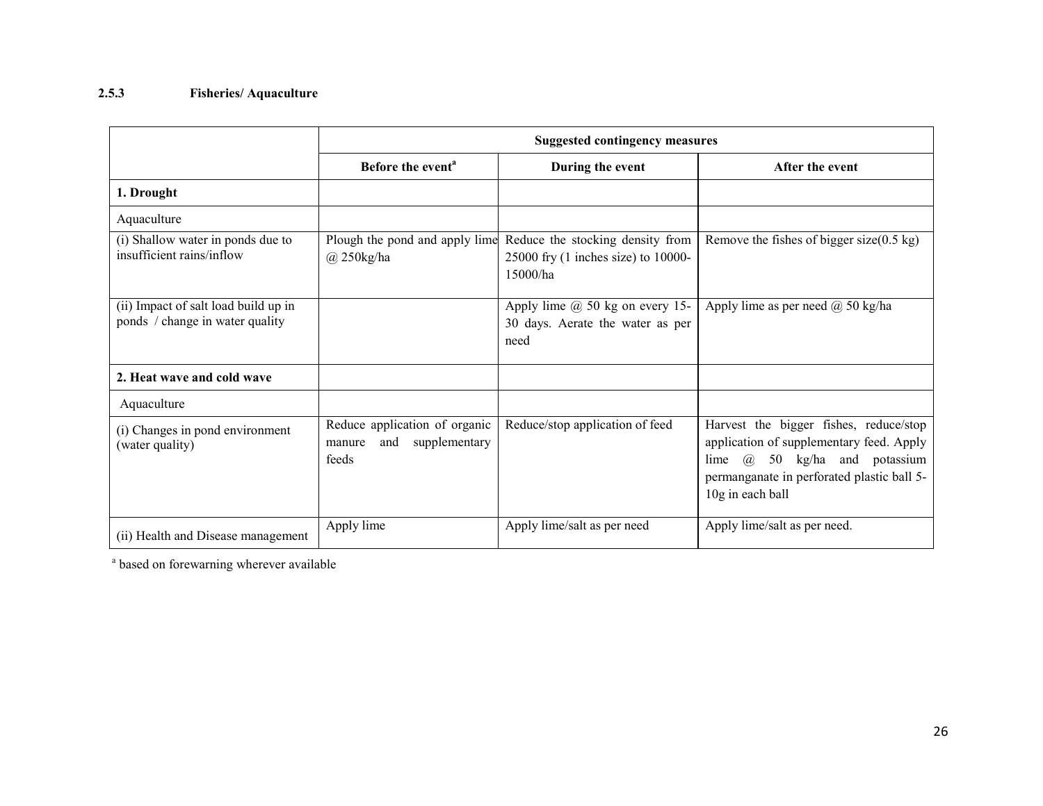### 2.5.3 Fisheries/ Aquaculture

| | Suggested contingency measures | | |
|---|---|---|---|
| | Before the event[a] | During the event | After the event |
| **1. Drought** | | | |
| Aquaculture | | | |
| (i) Shallow water in ponds due to insufficient rains/inflow | Plough the pond and apply lime @ 250kg/ha | Reduce the stocking density from 25000 fry (1 inches size) to 10000-15000/ha | Remove the fishes of bigger size(0.5 kg) |
| (ii) Impact of salt load build up in ponds / change in water quality | | Apply lime @ 50 kg on every 15-30 days. Aerate the water as per need | Apply lime as per need @ 50 kg/ha |
| **2. Heat wave and cold wave** | | | |
| Aquaculture | | | |
| (i) Changes in pond environment (water quality) | Reduce application of organic manure and supplementary feeds | Reduce/stop application of feed | Harvest the bigger fishes, reduce/stop application of supplementary feed. Apply lime @ 50 kg/ha and potassium permanganate in perforated plastic ball 5-10g in each ball |
| (ii) Health and Disease management | Apply lime | Apply lime/salt as per need | Apply lime/salt as per need. |

[a] based on forewarning wherever available